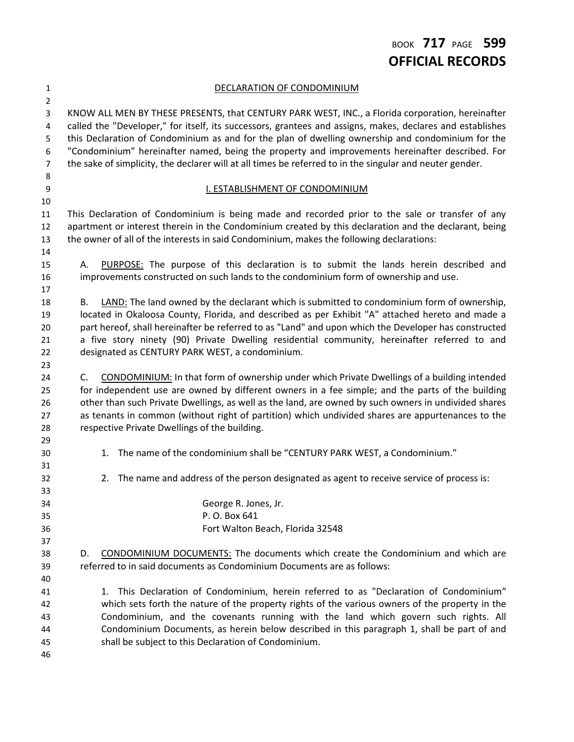BOOK **717** PAGE **599**
**OFFICIAL RECORDS**

# DECLARATION OF CONDOMINIUM

KNOW ALL MEN BY THESE PRESENTS, that CENTURY PARK WEST, INC., a Florida corporation, hereinafter called the "Developer," for itself, its successors, grantees and assigns, makes, declares and establishes this Declaration of Condominium as and for the plan of dwelling ownership and condominium for the "Condominium" hereinafter named, being the property and improvements hereinafter described. For the sake of simplicity, the declarer will at all times be referred to in the singular and neuter gender.

## I. ESTABLISHMENT OF CONDOMINIUM

This Declaration of Condominium is being made and recorded prior to the sale or transfer of any apartment or interest therein in the Condominium created by this declaration and the declarant, being the owner of all of the interests in said Condominium, makes the following declarations:

A. PURPOSE: The purpose of this declaration is to submit the lands herein described and improvements constructed on such lands to the condominium form of ownership and use.

B. LAND: The land owned by the declarant which is submitted to condominium form of ownership, located in Okaloosa County, Florida, and described as per Exhibit "A" attached hereto and made a part hereof, shall hereinafter be referred to as "Land" and upon which the Developer has constructed a five story ninety (90) Private Dwelling residential community, hereinafter referred to and designated as CENTURY PARK WEST, a condominium.

C. CONDOMINIUM: In that form of ownership under which Private Dwellings of a building intended for independent use are owned by different owners in a fee simple; and the parts of the building other than such Private Dwellings, as well as the land, are owned by such owners in undivided shares as tenants in common (without right of partition) which undivided shares are appurtenances to the respective Private Dwellings of the building.

1. The name of the condominium shall be "CENTURY PARK WEST, a Condominium."

2. The name and address of the person designated as agent to receive service of process is:

George R. Jones, Jr.
P. O. Box 641
Fort Walton Beach, Florida 32548

D. CONDOMINIUM DOCUMENTS: The documents which create the Condominium and which are referred to in said documents as Condominium Documents are as follows:

1. This Declaration of Condominium, herein referred to as "Declaration of Condominium" which sets forth the nature of the property rights of the various owners of the property in the Condominium, and the covenants running with the land which govern such rights. All Condominium Documents, as herein below described in this paragraph 1, shall be part of and shall be subject to this Declaration of Condominium.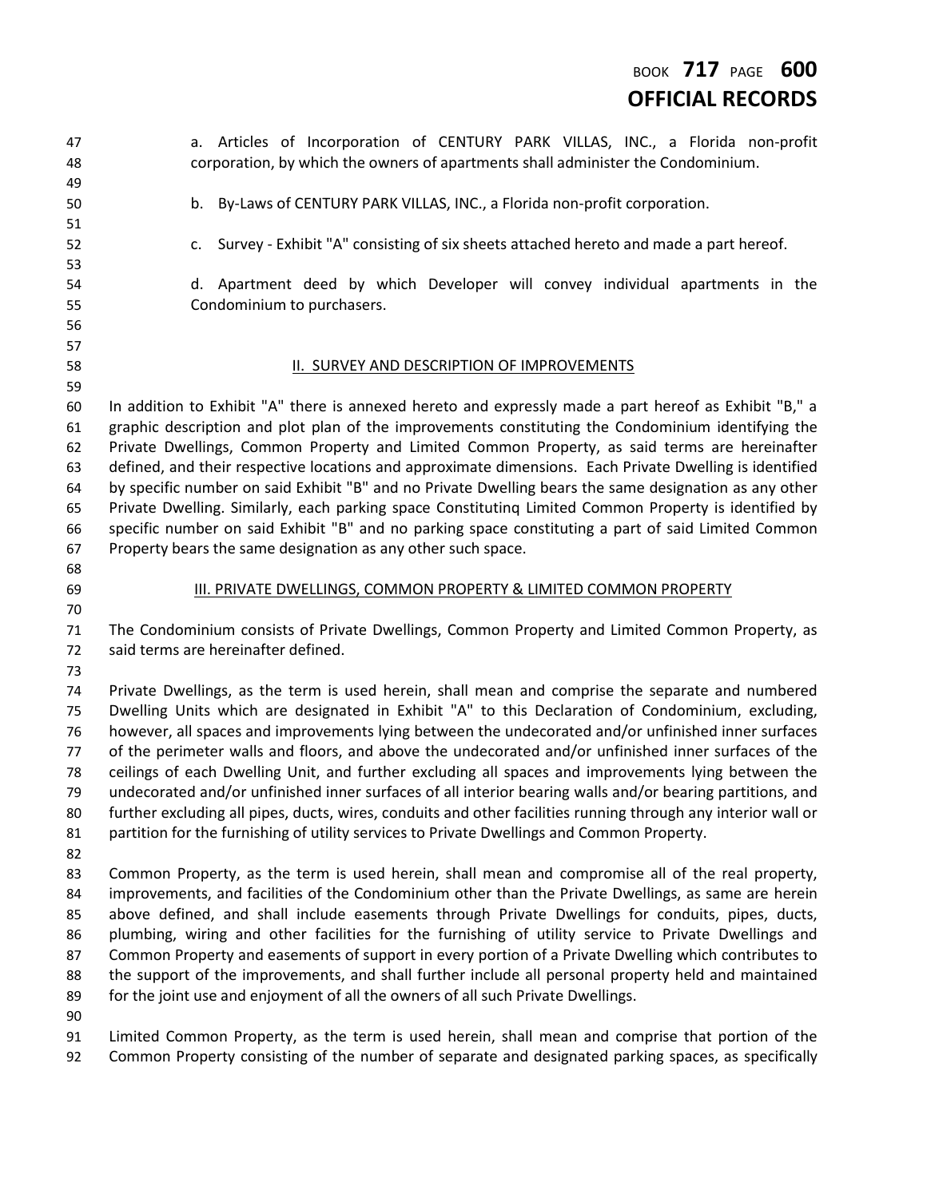a. Articles of Incorporation of CENTURY PARK VILLAS, INC., a Florida non-profit corporation, by which the owners of apartments shall administer the Condominium.

b. By-Laws of CENTURY PARK VILLAS, INC., a Florida non-profit corporation.

c. Survey - Exhibit "A" consisting of six sheets attached hereto and made a part hereof.

d. Apartment deed by which Developer will convey individual apartments in the Condominium to purchasers.

## II. SURVEY AND DESCRIPTION OF IMPROVEMENTS

In addition to Exhibit "A" there is annexed hereto and expressly made a part hereof as Exhibit "B," a graphic description and plot plan of the improvements constituting the Condominium identifying the Private Dwellings, Common Property and Limited Common Property, as said terms are hereinafter defined, and their respective locations and approximate dimensions. Each Private Dwelling is identified by specific number on said Exhibit "B" and no Private Dwelling bears the same designation as any other Private Dwelling. Similarly, each parking space Constitutinq Limited Common Property is identified by specific number on said Exhibit "B" and no parking space constituting a part of said Limited Common Property bears the same designation as any other such space.

## III. PRIVATE DWELLINGS, COMMON PROPERTY & LIMITED COMMON PROPERTY

The Condominium consists of Private Dwellings, Common Property and Limited Common Property, as said terms are hereinafter defined.

Private Dwellings, as the term is used herein, shall mean and comprise the separate and numbered Dwelling Units which are designated in Exhibit "A" to this Declaration of Condominium, excluding, however, all spaces and improvements lying between the undecorated and/or unfinished inner surfaces of the perimeter walls and floors, and above the undecorated and/or unfinished inner surfaces of the ceilings of each Dwelling Unit, and further excluding all spaces and improvements lying between the undecorated and/or unfinished inner surfaces of all interior bearing walls and/or bearing partitions, and further excluding all pipes, ducts, wires, conduits and other facilities running through any interior wall or partition for the furnishing of utility services to Private Dwellings and Common Property.

Common Property, as the term is used herein, shall mean and compromise all of the real property, improvements, and facilities of the Condominium other than the Private Dwellings, as same are herein above defined, and shall include easements through Private Dwellings for conduits, pipes, ducts, plumbing, wiring and other facilities for the furnishing of utility service to Private Dwellings and Common Property and easements of support in every portion of a Private Dwelling which contributes to the support of the improvements, and shall further include all personal property held and maintained for the joint use and enjoyment of all the owners of all such Private Dwellings.

Limited Common Property, as the term is used herein, shall mean and comprise that portion of the Common Property consisting of the number of separate and designated parking spaces, as specifically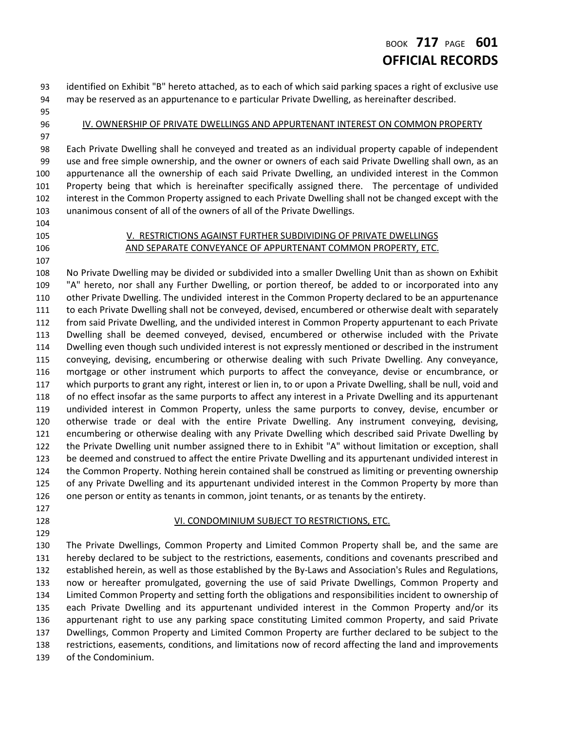identified on Exhibit "B" hereto attached, as to each of which said parking spaces a right of exclusive use may be reserved as an appurtenance to e particular Private Dwelling, as hereinafter described.

## IV. OWNERSHIP OF PRIVATE DWELLINGS AND APPURTENANT INTEREST ON COMMON PROPERTY

Each Private Dwelling shall he conveyed and treated as an individual property capable of independent use and free simple ownership, and the owner or owners of each said Private Dwelling shall own, as an appurtenance all the ownership of each said Private Dwelling, an undivided interest in the Common Property being that which is hereinafter specifically assigned there. The percentage of undivided interest in the Common Property assigned to each Private Dwelling shall not be changed except with the unanimous consent of all of the owners of all of the Private Dwellings.

## V. RESTRICTIONS AGAINST FURTHER SUBDIVIDING OF PRIVATE DWELLINGS AND SEPARATE CONVEYANCE OF APPURTENANT COMMON PROPERTY, ETC.

No Private Dwelling may be divided or subdivided into a smaller Dwelling Unit than as shown on Exhibit "A" hereto, nor shall any Further Dwelling, or portion thereof, be added to or incorporated into any other Private Dwelling. The undivided interest in the Common Property declared to be an appurtenance to each Private Dwelling shall not be conveyed, devised, encumbered or otherwise dealt with separately from said Private Dwelling, and the undivided interest in Common Property appurtenant to each Private Dwelling shall be deemed conveyed, devised, encumbered or otherwise included with the Private Dwelling even though such undivided interest is not expressly mentioned or described in the instrument conveying, devising, encumbering or otherwise dealing with such Private Dwelling. Any conveyance, mortgage or other instrument which purports to affect the conveyance, devise or encumbrance, or which purports to grant any right, interest or lien in, to or upon a Private Dwelling, shall be null, void and of no effect insofar as the same purports to affect any interest in a Private Dwelling and its appurtenant undivided interest in Common Property, unless the same purports to convey, devise, encumber or otherwise trade or deal with the entire Private Dwelling. Any instrument conveying, devising, encumbering or otherwise dealing with any Private Dwelling which described said Private Dwelling by the Private Dwelling unit number assigned there to in Exhibit "A" without limitation or exception, shall be deemed and construed to affect the entire Private Dwelling and its appurtenant undivided interest in the Common Property. Nothing herein contained shall be construed as limiting or preventing ownership of any Private Dwelling and its appurtenant undivided interest in the Common Property by more than one person or entity as tenants in common, joint tenants, or as tenants by the entirety.

## VI. CONDOMINIUM SUBJECT TO RESTRICTIONS, ETC.

The Private Dwellings, Common Property and Limited Common Property shall be, and the same are hereby declared to be subject to the restrictions, easements, conditions and covenants prescribed and established herein, as well as those established by the By-Laws and Association's Rules and Regulations, now or hereafter promulgated, governing the use of said Private Dwellings, Common Property and Limited Common Property and setting forth the obligations and responsibilities incident to ownership of each Private Dwelling and its appurtenant undivided interest in the Common Property and/or its appurtenant right to use any parking space constituting Limited common Property, and said Private Dwellings, Common Property and Limited Common Property are further declared to be subject to the restrictions, easements, conditions, and limitations now of record affecting the land and improvements of the Condominium.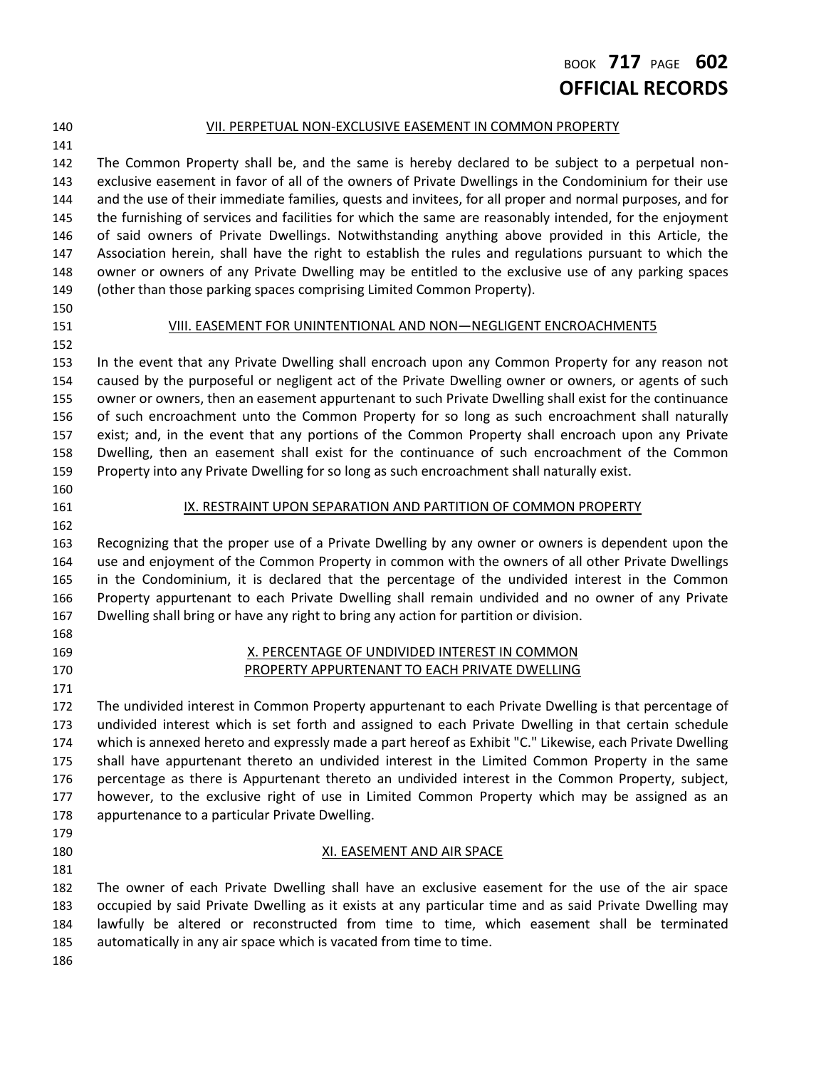## VII. PERPETUAL NON-EXCLUSIVE EASEMENT IN COMMON PROPERTY

The Common Property shall be, and the same is hereby declared to be subject to a perpetual non-exclusive easement in favor of all of the owners of Private Dwellings in the Condominium for their use and the use of their immediate families, quests and invitees, for all proper and normal purposes, and for the furnishing of services and facilities for which the same are reasonably intended, for the enjoyment of said owners of Private Dwellings. Notwithstanding anything above provided in this Article, the Association herein, shall have the right to establish the rules and regulations pursuant to which the owner or owners of any Private Dwelling may be entitled to the exclusive use of any parking spaces (other than those parking spaces comprising Limited Common Property).

## VIII. EASEMENT FOR UNINTENTIONAL AND NON—NEGLIGENT ENCROACHMENT5

In the event that any Private Dwelling shall encroach upon any Common Property for any reason not caused by the purposeful or negligent act of the Private Dwelling owner or owners, or agents of such owner or owners, then an easement appurtenant to such Private Dwelling shall exist for the continuance of such encroachment unto the Common Property for so long as such encroachment shall naturally exist; and, in the event that any portions of the Common Property shall encroach upon any Private Dwelling, then an easement shall exist for the continuance of such encroachment of the Common Property into any Private Dwelling for so long as such encroachment shall naturally exist.

## IX. RESTRAINT UPON SEPARATION AND PARTITION OF COMMON PROPERTY

Recognizing that the proper use of a Private Dwelling by any owner or owners is dependent upon the use and enjoyment of the Common Property in common with the owners of all other Private Dwellings in the Condominium, it is declared that the percentage of the undivided interest in the Common Property appurtenant to each Private Dwelling shall remain undivided and no owner of any Private Dwelling shall bring or have any right to bring any action for partition or division.

## X. PERCENTAGE OF UNDIVIDED INTEREST IN COMMON PROPERTY APPURTENANT TO EACH PRIVATE DWELLING

The undivided interest in Common Property appurtenant to each Private Dwelling is that percentage of undivided interest which is set forth and assigned to each Private Dwelling in that certain schedule which is annexed hereto and expressly made a part hereof as Exhibit "C." Likewise, each Private Dwelling shall have appurtenant thereto an undivided interest in the Limited Common Property in the same percentage as there is Appurtenant thereto an undivided interest in the Common Property, subject, however, to the exclusive right of use in Limited Common Property which may be assigned as an appurtenance to a particular Private Dwelling.

## XI. EASEMENT AND AIR SPACE

The owner of each Private Dwelling shall have an exclusive easement for the use of the air space occupied by said Private Dwelling as it exists at any particular time and as said Private Dwelling may lawfully be altered or reconstructed from time to time, which easement shall be terminated automatically in any air space which is vacated from time to time.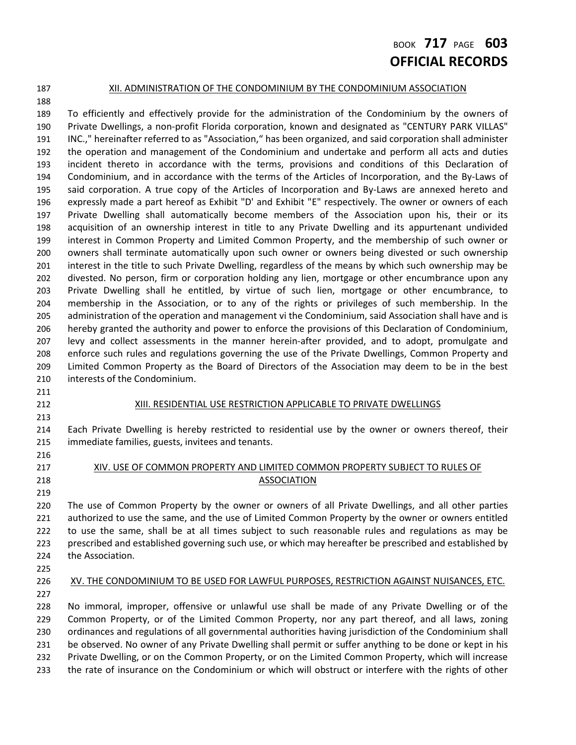## XII. ADMINISTRATION OF THE CONDOMINIUM BY THE CONDOMINIUM ASSOCIATION

To efficiently and effectively provide for the administration of the Condominium by the owners of Private Dwellings, a non-profit Florida corporation, known and designated as "CENTURY PARK VILLAS" INC.," hereinafter referred to as "Association," has been organized, and said corporation shall administer the operation and management of the Condominium and undertake and perform all acts and duties incident thereto in accordance with the terms, provisions and conditions of this Declaration of Condominium, and in accordance with the terms of the Articles of Incorporation, and the By-Laws of said corporation. A true copy of the Articles of Incorporation and By-Laws are annexed hereto and expressly made a part hereof as Exhibit "D' and Exhibit "E" respectively. The owner or owners of each Private Dwelling shall automatically become members of the Association upon his, their or its acquisition of an ownership interest in title to any Private Dwelling and its appurtenant undivided interest in Common Property and Limited Common Property, and the membership of such owner or owners shall terminate automatically upon such owner or owners being divested or such ownership interest in the title to such Private Dwelling, regardless of the means by which such ownership may be divested. No person, firm or corporation holding any lien, mortgage or other encumbrance upon any Private Dwelling shall he entitled, by virtue of such lien, mortgage or other encumbrance, to membership in the Association, or to any of the rights or privileges of such membership. In the administration of the operation and management vi the Condominium, said Association shall have and is hereby granted the authority and power to enforce the provisions of this Declaration of Condominium, levy and collect assessments in the manner herein-after provided, and to adopt, promulgate and enforce such rules and regulations governing the use of the Private Dwellings, Common Property and Limited Common Property as the Board of Directors of the Association may deem to be in the best interests of the Condominium.

## XIII. RESIDENTIAL USE RESTRICTION APPLICABLE TO PRIVATE DWELLINGS

Each Private Dwelling is hereby restricted to residential use by the owner or owners thereof, their immediate families, guests, invitees and tenants.

## XIV. USE OF COMMON PROPERTY AND LIMITED COMMON PROPERTY SUBJECT TO RULES OF ASSOCIATION

The use of Common Property by the owner or owners of all Private Dwellings, and all other parties authorized to use the same, and the use of Limited Common Property by the owner or owners entitled to use the same, shall be at all times subject to such reasonable rules and regulations as may be prescribed and established governing such use, or which may hereafter be prescribed and established by the Association.

## XV. THE CONDOMINIUM TO BE USED FOR LAWFUL PURPOSES, RESTRICTION AGAINST NUISANCES, ETC.

No immoral, improper, offensive or unlawful use shall be made of any Private Dwelling or of the Common Property, or of the Limited Common Property, nor any part thereof, and all laws, zoning ordinances and regulations of all governmental authorities having jurisdiction of the Condominium shall be observed. No owner of any Private Dwelling shall permit or suffer anything to be done or kept in his Private Dwelling, or on the Common Property, or on the Limited Common Property, which will increase the rate of insurance on the Condominium or which will obstruct or interfere with the rights of other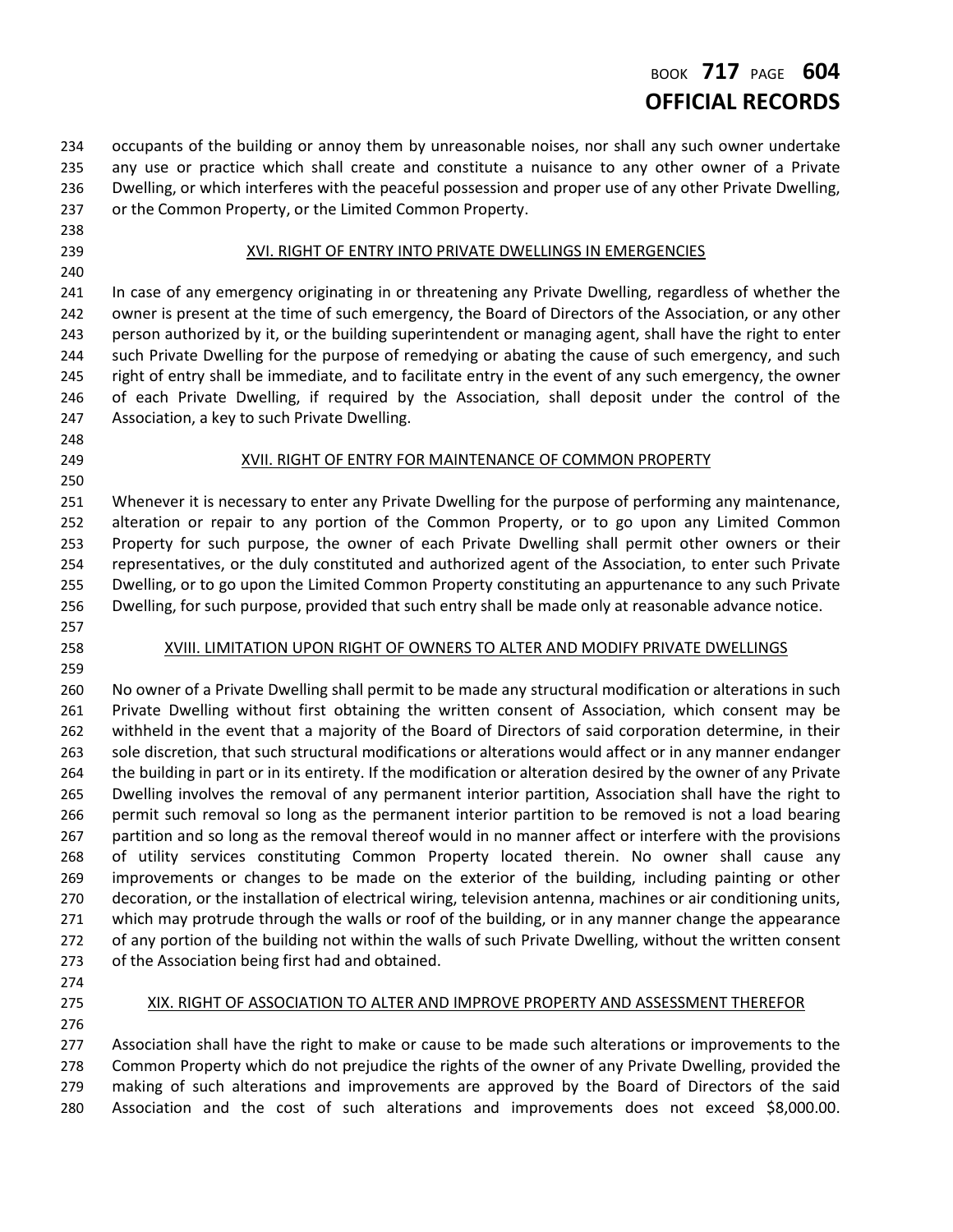occupants of the building or annoy them by unreasonable noises, nor shall any such owner undertake any use or practice which shall create and constitute a nuisance to any other owner of a Private Dwelling, or which interferes with the peaceful possession and proper use of any other Private Dwelling, or the Common Property, or the Limited Common Property.

## XVI. RIGHT OF ENTRY INTO PRIVATE DWELLINGS IN EMERGENCIES

In case of any emergency originating in or threatening any Private Dwelling, regardless of whether the owner is present at the time of such emergency, the Board of Directors of the Association, or any other person authorized by it, or the building superintendent or managing agent, shall have the right to enter such Private Dwelling for the purpose of remedying or abating the cause of such emergency, and such right of entry shall be immediate, and to facilitate entry in the event of any such emergency, the owner of each Private Dwelling, if required by the Association, shall deposit under the control of the Association, a key to such Private Dwelling.

## XVII. RIGHT OF ENTRY FOR MAINTENANCE OF COMMON PROPERTY

Whenever it is necessary to enter any Private Dwelling for the purpose of performing any maintenance, alteration or repair to any portion of the Common Property, or to go upon any Limited Common Property for such purpose, the owner of each Private Dwelling shall permit other owners or their representatives, or the duly constituted and authorized agent of the Association, to enter such Private Dwelling, or to go upon the Limited Common Property constituting an appurtenance to any such Private Dwelling, for such purpose, provided that such entry shall be made only at reasonable advance notice.

## XVIII. LIMITATION UPON RIGHT OF OWNERS TO ALTER AND MODIFY PRIVATE DWELLINGS

No owner of a Private Dwelling shall permit to be made any structural modification or alterations in such Private Dwelling without first obtaining the written consent of Association, which consent may be withheld in the event that a majority of the Board of Directors of said corporation determine, in their sole discretion, that such structural modifications or alterations would affect or in any manner endanger the building in part or in its entirety. If the modification or alteration desired by the owner of any Private Dwelling involves the removal of any permanent interior partition, Association shall have the right to permit such removal so long as the permanent interior partition to be removed is not a load bearing partition and so long as the removal thereof would in no manner affect or interfere with the provisions of utility services constituting Common Property located therein. No owner shall cause any improvements or changes to be made on the exterior of the building, including painting or other decoration, or the installation of electrical wiring, television antenna, machines or air conditioning units, which may protrude through the walls or roof of the building, or in any manner change the appearance of any portion of the building not within the walls of such Private Dwelling, without the written consent of the Association being first had and obtained.

## XIX. RIGHT OF ASSOCIATION TO ALTER AND IMPROVE PROPERTY AND ASSESSMENT THEREFOR

Association shall have the right to make or cause to be made such alterations or improvements to the Common Property which do not prejudice the rights of the owner of any Private Dwelling, provided the making of such alterations and improvements are approved by the Board of Directors of the said Association and the cost of such alterations and improvements does not exceed $8,000.00.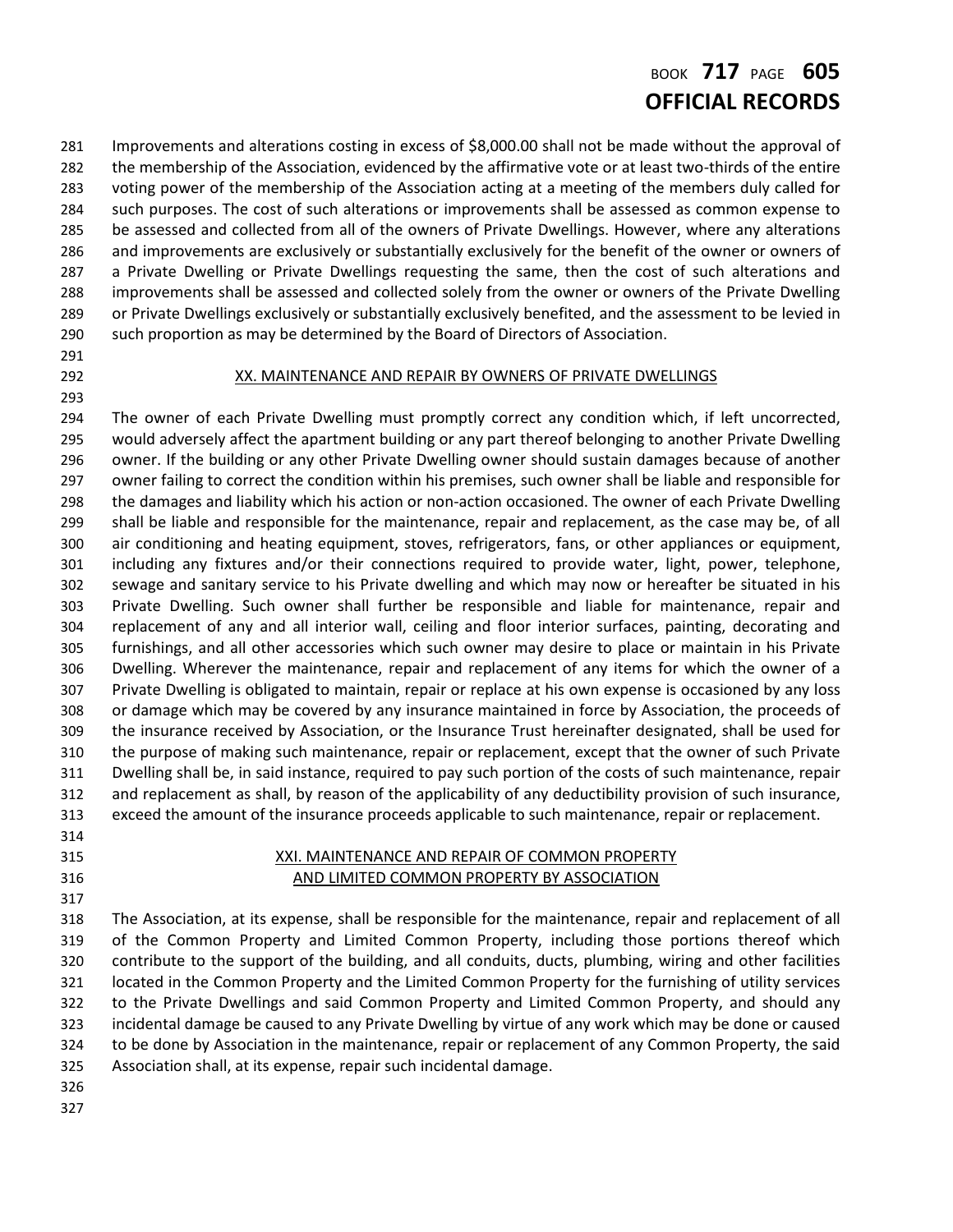Improvements and alterations costing in excess of $8,000.00 shall not be made without the approval of the membership of the Association, evidenced by the affirmative vote or at least two-thirds of the entire voting power of the membership of the Association acting at a meeting of the members duly called for such purposes. The cost of such alterations or improvements shall be assessed as common expense to be assessed and collected from all of the owners of Private Dwellings. However, where any alterations and improvements are exclusively or substantially exclusively for the benefit of the owner or owners of a Private Dwelling or Private Dwellings requesting the same, then the cost of such alterations and improvements shall be assessed and collected solely from the owner or owners of the Private Dwelling or Private Dwellings exclusively or substantially exclusively benefited, and the assessment to be levied in such proportion as may be determined by the Board of Directors of Association.

## XX. MAINTENANCE AND REPAIR BY OWNERS OF PRIVATE DWELLINGS

The owner of each Private Dwelling must promptly correct any condition which, if left uncorrected, would adversely affect the apartment building or any part thereof belonging to another Private Dwelling owner. If the building or any other Private Dwelling owner should sustain damages because of another owner failing to correct the condition within his premises, such owner shall be liable and responsible for the damages and liability which his action or non-action occasioned. The owner of each Private Dwelling shall be liable and responsible for the maintenance, repair and replacement, as the case may be, of all air conditioning and heating equipment, stoves, refrigerators, fans, or other appliances or equipment, including any fixtures and/or their connections required to provide water, light, power, telephone, sewage and sanitary service to his Private dwelling and which may now or hereafter be situated in his Private Dwelling. Such owner shall further be responsible and liable for maintenance, repair and replacement of any and all interior wall, ceiling and floor interior surfaces, painting, decorating and furnishings, and all other accessories which such owner may desire to place or maintain in his Private Dwelling. Wherever the maintenance, repair and replacement of any items for which the owner of a Private Dwelling is obligated to maintain, repair or replace at his own expense is occasioned by any loss or damage which may be covered by any insurance maintained in force by Association, the proceeds of the insurance received by Association, or the Insurance Trust hereinafter designated, shall be used for the purpose of making such maintenance, repair or replacement, except that the owner of such Private Dwelling shall be, in said instance, required to pay such portion of the costs of such maintenance, repair and replacement as shall, by reason of the applicability of any deductibility provision of such insurance, exceed the amount of the insurance proceeds applicable to such maintenance, repair or replacement.

## XXI. MAINTENANCE AND REPAIR OF COMMON PROPERTY AND LIMITED COMMON PROPERTY BY ASSOCIATION

The Association, at its expense, shall be responsible for the maintenance, repair and replacement of all of the Common Property and Limited Common Property, including those portions thereof which contribute to the support of the building, and all conduits, ducts, plumbing, wiring and other facilities located in the Common Property and the Limited Common Property for the furnishing of utility services to the Private Dwellings and said Common Property and Limited Common Property, and should any incidental damage be caused to any Private Dwelling by virtue of any work which may be done or caused to be done by Association in the maintenance, repair or replacement of any Common Property, the said Association shall, at its expense, repair such incidental damage.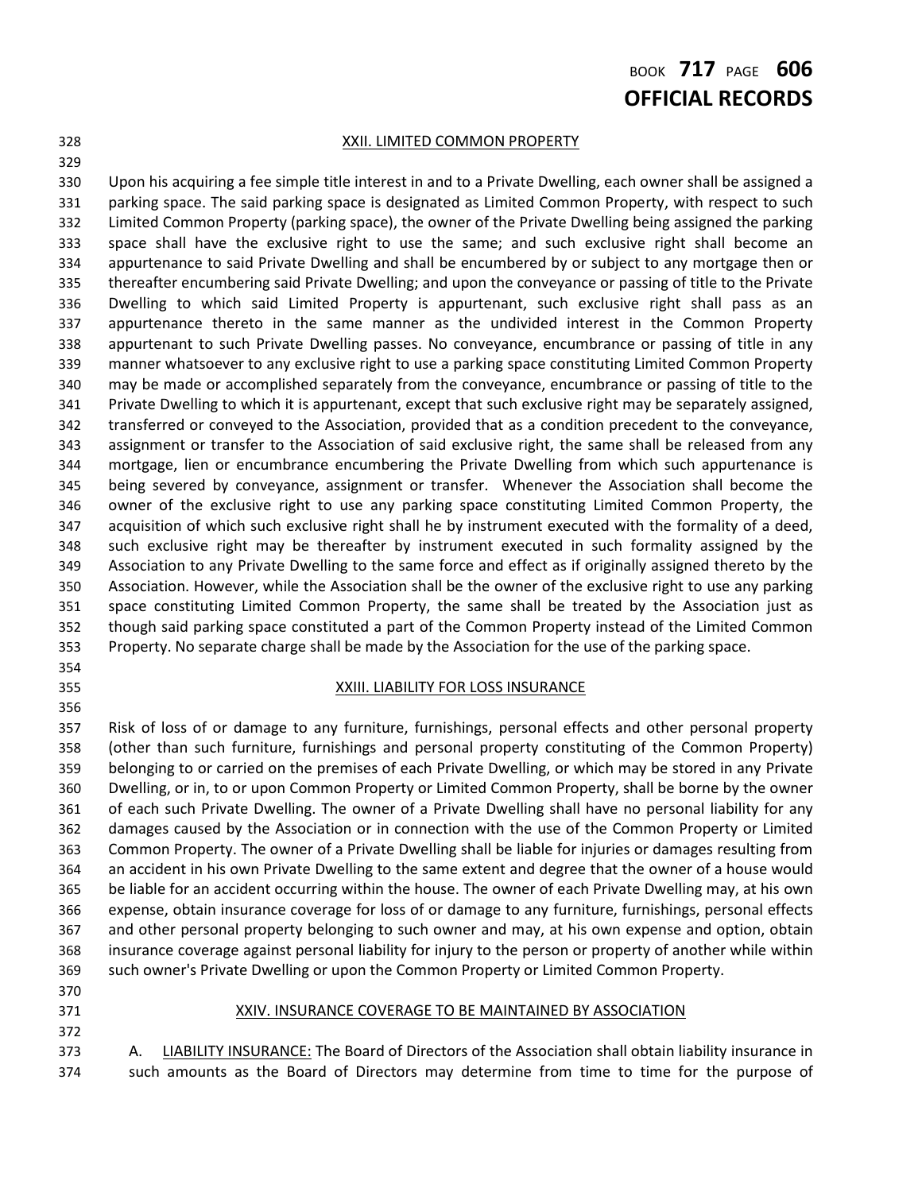## XXII. LIMITED COMMON PROPERTY

Upon his acquiring a fee simple title interest in and to a Private Dwelling, each owner shall be assigned a parking space. The said parking space is designated as Limited Common Property, with respect to such Limited Common Property (parking space), the owner of the Private Dwelling being assigned the parking space shall have the exclusive right to use the same; and such exclusive right shall become an appurtenance to said Private Dwelling and shall be encumbered by or subject to any mortgage then or thereafter encumbering said Private Dwelling; and upon the conveyance or passing of title to the Private Dwelling to which said Limited Property is appurtenant, such exclusive right shall pass as an appurtenance thereto in the same manner as the undivided interest in the Common Property appurtenant to such Private Dwelling passes. No conveyance, encumbrance or passing of title in any manner whatsoever to any exclusive right to use a parking space constituting Limited Common Property may be made or accomplished separately from the conveyance, encumbrance or passing of title to the Private Dwelling to which it is appurtenant, except that such exclusive right may be separately assigned, transferred or conveyed to the Association, provided that as a condition precedent to the conveyance, assignment or transfer to the Association of said exclusive right, the same shall be released from any mortgage, lien or encumbrance encumbering the Private Dwelling from which such appurtenance is being severed by conveyance, assignment or transfer. Whenever the Association shall become the owner of the exclusive right to use any parking space constituting Limited Common Property, the acquisition of which such exclusive right shall he by instrument executed with the formality of a deed, such exclusive right may be thereafter by instrument executed in such formality assigned by the Association to any Private Dwelling to the same force and effect as if originally assigned thereto by the Association. However, while the Association shall be the owner of the exclusive right to use any parking space constituting Limited Common Property, the same shall be treated by the Association just as though said parking space constituted a part of the Common Property instead of the Limited Common Property. No separate charge shall be made by the Association for the use of the parking space.

## XXIII. LIABILITY FOR LOSS INSURANCE

Risk of loss of or damage to any furniture, furnishings, personal effects and other personal property (other than such furniture, furnishings and personal property constituting of the Common Property) belonging to or carried on the premises of each Private Dwelling, or which may be stored in any Private Dwelling, or in, to or upon Common Property or Limited Common Property, shall be borne by the owner of each such Private Dwelling. The owner of a Private Dwelling shall have no personal liability for any damages caused by the Association or in connection with the use of the Common Property or Limited Common Property. The owner of a Private Dwelling shall be liable for injuries or damages resulting from an accident in his own Private Dwelling to the same extent and degree that the owner of a house would be liable for an accident occurring within the house. The owner of each Private Dwelling may, at his own expense, obtain insurance coverage for loss of or damage to any furniture, furnishings, personal effects and other personal property belonging to such owner and may, at his own expense and option, obtain insurance coverage against personal liability for injury to the person or property of another while within such owner's Private Dwelling or upon the Common Property or Limited Common Property.

## XXIV. INSURANCE COVERAGE TO BE MAINTAINED BY ASSOCIATION

A. LIABILITY INSURANCE: The Board of Directors of the Association shall obtain liability insurance in such amounts as the Board of Directors may determine from time to time for the purpose of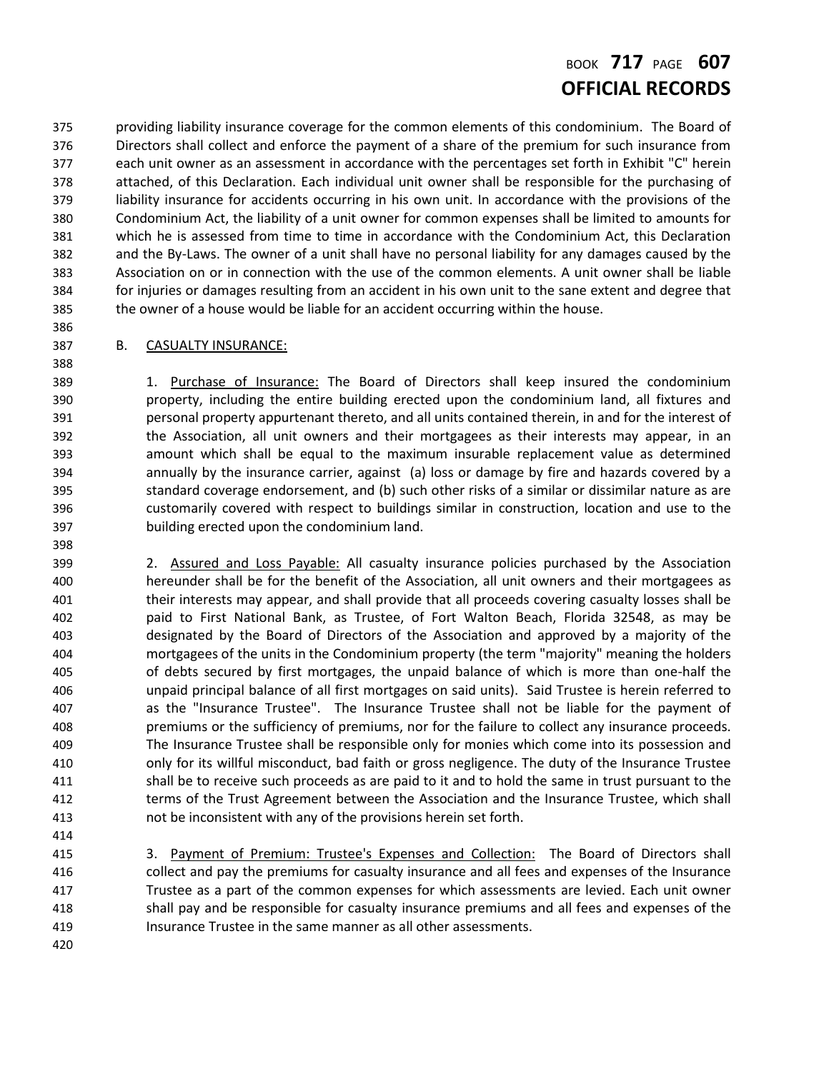providing liability insurance coverage for the common elements of this condominium. The Board of Directors shall collect and enforce the payment of a share of the premium for such insurance from each unit owner as an assessment in accordance with the percentages set forth in Exhibit "C" herein attached, of this Declaration. Each individual unit owner shall be responsible for the purchasing of liability insurance for accidents occurring in his own unit. In accordance with the provisions of the Condominium Act, the liability of a unit owner for common expenses shall be limited to amounts for which he is assessed from time to time in accordance with the Condominium Act, this Declaration and the By-Laws. The owner of a unit shall have no personal liability for any damages caused by the Association on or in connection with the use of the common elements. A unit owner shall be liable for injuries or damages resulting from an accident in his own unit to the sane extent and degree that the owner of a house would be liable for an accident occurring within the house.

B. CASUALTY INSURANCE:

1. Purchase of Insurance: The Board of Directors shall keep insured the condominium property, including the entire building erected upon the condominium land, all fixtures and personal property appurtenant thereto, and all units contained therein, in and for the interest of the Association, all unit owners and their mortgagees as their interests may appear, in an amount which shall be equal to the maximum insurable replacement value as determined annually by the insurance carrier, against (a) loss or damage by fire and hazards covered by a standard coverage endorsement, and (b) such other risks of a similar or dissimilar nature as are customarily covered with respect to buildings similar in construction, location and use to the building erected upon the condominium land.

2. Assured and Loss Payable: All casualty insurance policies purchased by the Association hereunder shall be for the benefit of the Association, all unit owners and their mortgagees as their interests may appear, and shall provide that all proceeds covering casualty losses shall be paid to First National Bank, as Trustee, of Fort Walton Beach, Florida 32548, as may be designated by the Board of Directors of the Association and approved by a majority of the mortgagees of the units in the Condominium property (the term "majority" meaning the holders of debts secured by first mortgages, the unpaid balance of which is more than one-half the unpaid principal balance of all first mortgages on said units). Said Trustee is herein referred to as the "Insurance Trustee". The Insurance Trustee shall not be liable for the payment of premiums or the sufficiency of premiums, nor for the failure to collect any insurance proceeds. The Insurance Trustee shall be responsible only for monies which come into its possession and only for its willful misconduct, bad faith or gross negligence. The duty of the Insurance Trustee shall be to receive such proceeds as are paid to it and to hold the same in trust pursuant to the terms of the Trust Agreement between the Association and the Insurance Trustee, which shall not be inconsistent with any of the provisions herein set forth.

3. Payment of Premium: Trustee's Expenses and Collection: The Board of Directors shall collect and pay the premiums for casualty insurance and all fees and expenses of the Insurance Trustee as a part of the common expenses for which assessments are levied. Each unit owner shall pay and be responsible for casualty insurance premiums and all fees and expenses of the Insurance Trustee in the same manner as all other assessments.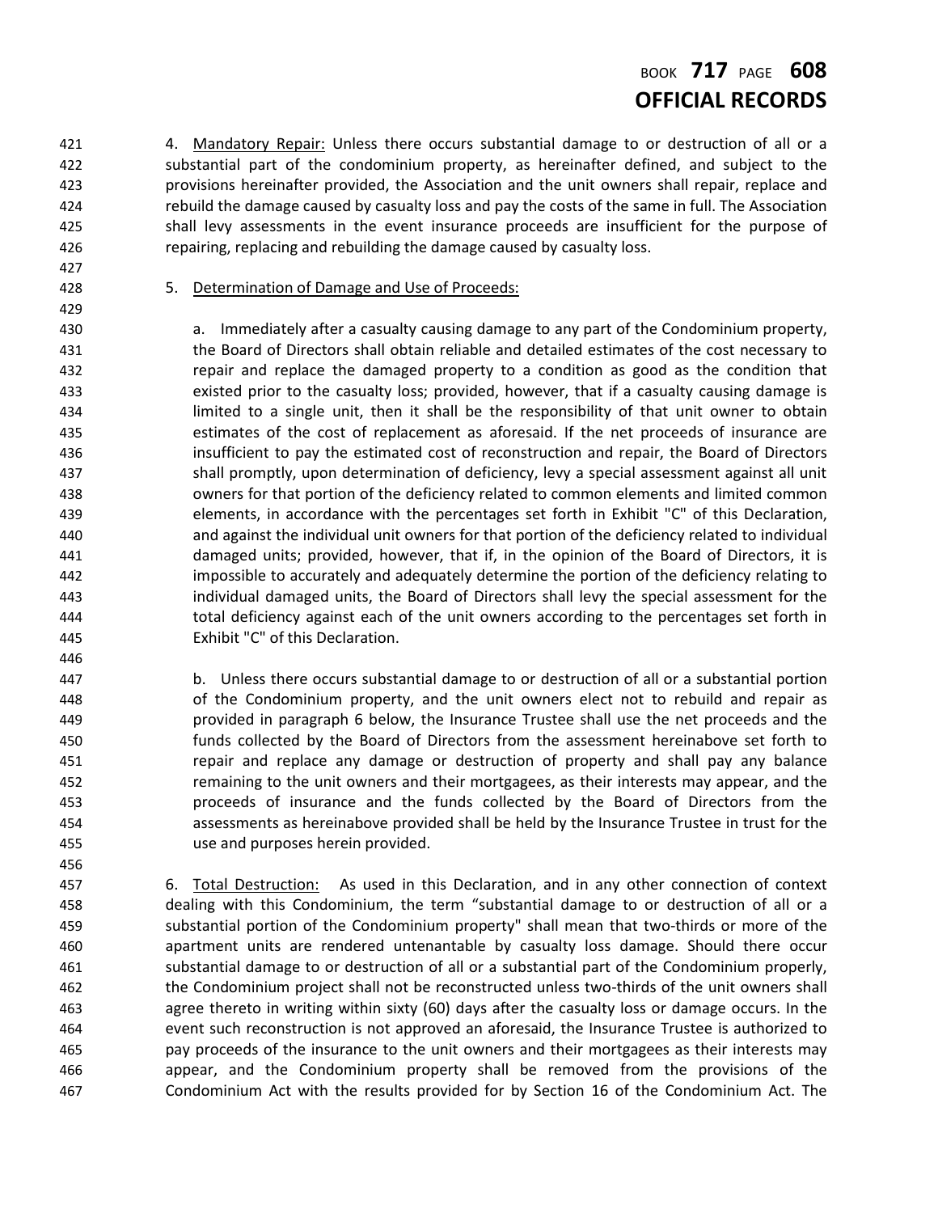4. Mandatory Repair: Unless there occurs substantial damage to or destruction of all or a substantial part of the condominium property, as hereinafter defined, and subject to the provisions hereinafter provided, the Association and the unit owners shall repair, replace and rebuild the damage caused by casualty loss and pay the costs of the same in full. The Association shall levy assessments in the event insurance proceeds are insufficient for the purpose of repairing, replacing and rebuilding the damage caused by casualty loss.

5. Determination of Damage and Use of Proceeds:

a. Immediately after a casualty causing damage to any part of the Condominium property, the Board of Directors shall obtain reliable and detailed estimates of the cost necessary to repair and replace the damaged property to a condition as good as the condition that existed prior to the casualty loss; provided, however, that if a casualty causing damage is limited to a single unit, then it shall be the responsibility of that unit owner to obtain estimates of the cost of replacement as aforesaid. If the net proceeds of insurance are insufficient to pay the estimated cost of reconstruction and repair, the Board of Directors shall promptly, upon determination of deficiency, levy a special assessment against all unit owners for that portion of the deficiency related to common elements and limited common elements, in accordance with the percentages set forth in Exhibit "C" of this Declaration, and against the individual unit owners for that portion of the deficiency related to individual damaged units; provided, however, that if, in the opinion of the Board of Directors, it is impossible to accurately and adequately determine the portion of the deficiency relating to individual damaged units, the Board of Directors shall levy the special assessment for the total deficiency against each of the unit owners according to the percentages set forth in Exhibit "C" of this Declaration.

b. Unless there occurs substantial damage to or destruction of all or a substantial portion of the Condominium property, and the unit owners elect not to rebuild and repair as provided in paragraph 6 below, the Insurance Trustee shall use the net proceeds and the funds collected by the Board of Directors from the assessment hereinabove set forth to repair and replace any damage or destruction of property and shall pay any balance remaining to the unit owners and their mortgagees, as their interests may appear, and the proceeds of insurance and the funds collected by the Board of Directors from the assessments as hereinabove provided shall be held by the Insurance Trustee in trust for the use and purposes herein provided.

6. Total Destruction: As used in this Declaration, and in any other connection of context dealing with this Condominium, the term "substantial damage to or destruction of all or a substantial portion of the Condominium property" shall mean that two-thirds or more of the apartment units are rendered untenantable by casualty loss damage. Should there occur substantial damage to or destruction of all or a substantial part of the Condominium properly, the Condominium project shall not be reconstructed unless two-thirds of the unit owners shall agree thereto in writing within sixty (60) days after the casualty loss or damage occurs. In the event such reconstruction is not approved an aforesaid, the Insurance Trustee is authorized to pay proceeds of the insurance to the unit owners and their mortgagees as their interests may appear, and the Condominium property shall be removed from the provisions of the Condominium Act with the results provided for by Section 16 of the Condominium Act. The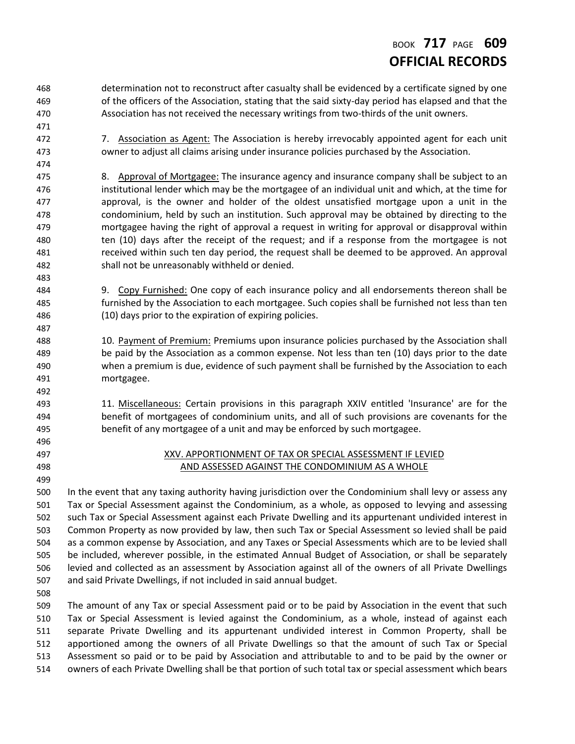determination not to reconstruct after casualty shall be evidenced by a certificate signed by one of the officers of the Association, stating that the said sixty-day period has elapsed and that the Association has not received the necessary writings from two-thirds of the unit owners.

7. Association as Agent: The Association is hereby irrevocably appointed agent for each unit owner to adjust all claims arising under insurance policies purchased by the Association.

8. Approval of Mortgagee: The insurance agency and insurance company shall be subject to an institutional lender which may be the mortgagee of an individual unit and which, at the time for approval, is the owner and holder of the oldest unsatisfied mortgage upon a unit in the condominium, held by such an institution. Such approval may be obtained by directing to the mortgagee having the right of approval a request in writing for approval or disapproval within ten (10) days after the receipt of the request; and if a response from the mortgagee is not received within such ten day period, the request shall be deemed to be approved. An approval shall not be unreasonably withheld or denied.

9. Copy Furnished: One copy of each insurance policy and all endorsements thereon shall be furnished by the Association to each mortgagee. Such copies shall be furnished not less than ten (10) days prior to the expiration of expiring policies.

10. Payment of Premium: Premiums upon insurance policies purchased by the Association shall be paid by the Association as a common expense. Not less than ten (10) days prior to the date when a premium is due, evidence of such payment shall be furnished by the Association to each mortgagee.

11. Miscellaneous: Certain provisions in this paragraph XXIV entitled 'Insurance' are for the benefit of mortgagees of condominium units, and all of such provisions are covenants for the benefit of any mortgagee of a unit and may be enforced by such mortgagee.

## XXV. APPORTIONMENT OF TAX OR SPECIAL ASSESSMENT IF LEVIED AND ASSESSED AGAINST THE CONDOMINIUM AS A WHOLE

In the event that any taxing authority having jurisdiction over the Condominium shall levy or assess any Tax or Special Assessment against the Condominium, as a whole, as opposed to levying and assessing such Tax or Special Assessment against each Private Dwelling and its appurtenant undivided interest in Common Property as now provided by law, then such Tax or Special Assessment so levied shall be paid as a common expense by Association, and any Taxes or Special Assessments which are to be levied shall be included, wherever possible, in the estimated Annual Budget of Association, or shall be separately levied and collected as an assessment by Association against all of the owners of all Private Dwellings and said Private Dwellings, if not included in said annual budget.

The amount of any Tax or special Assessment paid or to be paid by Association in the event that such Tax or Special Assessment is levied against the Condominium, as a whole, instead of against each separate Private Dwelling and its appurtenant undivided interest in Common Property, shall be apportioned among the owners of all Private Dwellings so that the amount of such Tax or Special Assessment so paid or to be paid by Association and attributable to and to be paid by the owner or owners of each Private Dwelling shall be that portion of such total tax or special assessment which bears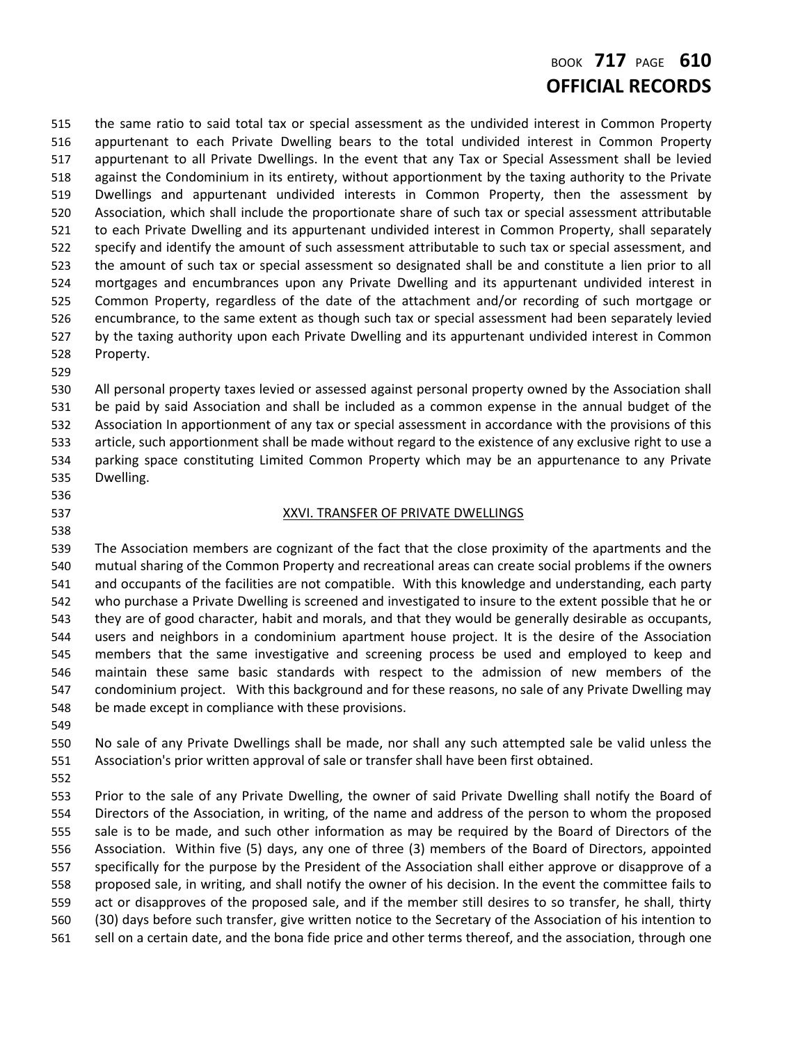the same ratio to said total tax or special assessment as the undivided interest in Common Property appurtenant to each Private Dwelling bears to the total undivided interest in Common Property appurtenant to all Private Dwellings. In the event that any Tax or Special Assessment shall be levied against the Condominium in its entirety, without apportionment by the taxing authority to the Private Dwellings and appurtenant undivided interests in Common Property, then the assessment by Association, which shall include the proportionate share of such tax or special assessment attributable to each Private Dwelling and its appurtenant undivided interest in Common Property, shall separately specify and identify the amount of such assessment attributable to such tax or special assessment, and the amount of such tax or special assessment so designated shall be and constitute a lien prior to all mortgages and encumbrances upon any Private Dwelling and its appurtenant undivided interest in Common Property, regardless of the date of the attachment and/or recording of such mortgage or encumbrance, to the same extent as though such tax or special assessment had been separately levied by the taxing authority upon each Private Dwelling and its appurtenant undivided interest in Common Property.

All personal property taxes levied or assessed against personal property owned by the Association shall be paid by said Association and shall be included as a common expense in the annual budget of the Association In apportionment of any tax or special assessment in accordance with the provisions of this article, such apportionment shall be made without regard to the existence of any exclusive right to use a parking space constituting Limited Common Property which may be an appurtenance to any Private Dwelling.

## XXVI. TRANSFER OF PRIVATE DWELLINGS

The Association members are cognizant of the fact that the close proximity of the apartments and the mutual sharing of the Common Property and recreational areas can create social problems if the owners and occupants of the facilities are not compatible. With this knowledge and understanding, each party who purchase a Private Dwelling is screened and investigated to insure to the extent possible that he or they are of good character, habit and morals, and that they would be generally desirable as occupants, users and neighbors in a condominium apartment house project. It is the desire of the Association members that the same investigative and screening process be used and employed to keep and maintain these same basic standards with respect to the admission of new members of the condominium project. With this background and for these reasons, no sale of any Private Dwelling may be made except in compliance with these provisions.

No sale of any Private Dwellings shall be made, nor shall any such attempted sale be valid unless the Association's prior written approval of sale or transfer shall have been first obtained.

Prior to the sale of any Private Dwelling, the owner of said Private Dwelling shall notify the Board of Directors of the Association, in writing, of the name and address of the person to whom the proposed sale is to be made, and such other information as may be required by the Board of Directors of the Association. Within five (5) days, any one of three (3) members of the Board of Directors, appointed specifically for the purpose by the President of the Association shall either approve or disapprove of a proposed sale, in writing, and shall notify the owner of his decision. In the event the committee fails to act or disapproves of the proposed sale, and if the member still desires to so transfer, he shall, thirty (30) days before such transfer, give written notice to the Secretary of the Association of his intention to sell on a certain date, and the bona fide price and other terms thereof, and the association, through one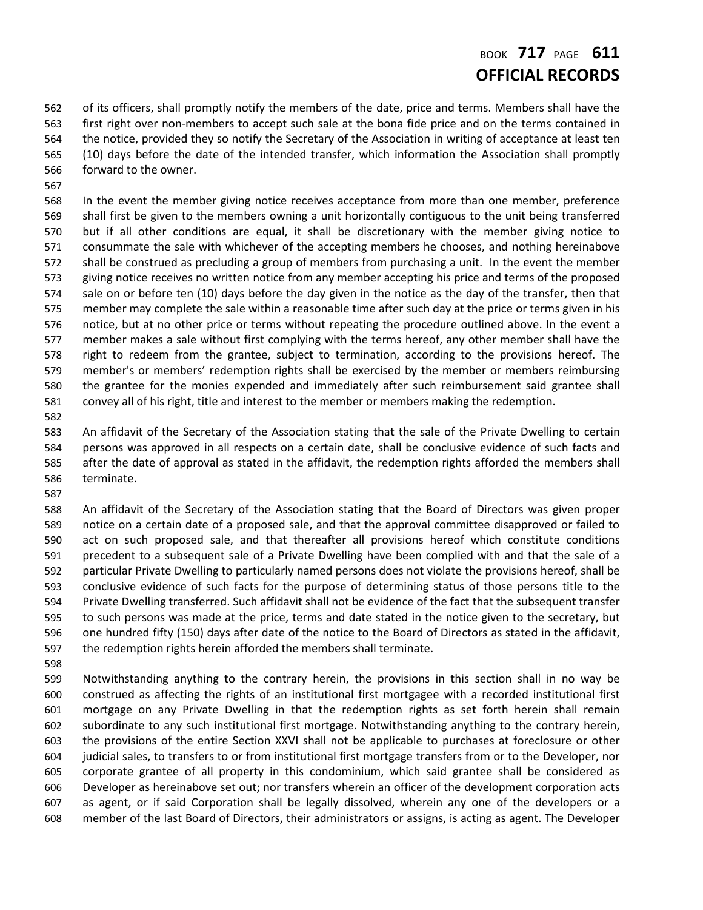of its officers, shall promptly notify the members of the date, price and terms. Members shall have the first right over non-members to accept such sale at the bona fide price and on the terms contained in the notice, provided they so notify the Secretary of the Association in writing of acceptance at least ten (10) days before the date of the intended transfer, which information the Association shall promptly forward to the owner.

In the event the member giving notice receives acceptance from more than one member, preference shall first be given to the members owning a unit horizontally contiguous to the unit being transferred but if all other conditions are equal, it shall be discretionary with the member giving notice to consummate the sale with whichever of the accepting members he chooses, and nothing hereinabove shall be construed as precluding a group of members from purchasing a unit. In the event the member giving notice receives no written notice from any member accepting his price and terms of the proposed sale on or before ten (10) days before the day given in the notice as the day of the transfer, then that member may complete the sale within a reasonable time after such day at the price or terms given in his notice, but at no other price or terms without repeating the procedure outlined above. In the event a member makes a sale without first complying with the terms hereof, any other member shall have the right to redeem from the grantee, subject to termination, according to the provisions hereof. The member's or members' redemption rights shall be exercised by the member or members reimbursing the grantee for the monies expended and immediately after such reimbursement said grantee shall convey all of his right, title and interest to the member or members making the redemption.

An affidavit of the Secretary of the Association stating that the sale of the Private Dwelling to certain persons was approved in all respects on a certain date, shall be conclusive evidence of such facts and after the date of approval as stated in the affidavit, the redemption rights afforded the members shall terminate.

An affidavit of the Secretary of the Association stating that the Board of Directors was given proper notice on a certain date of a proposed sale, and that the approval committee disapproved or failed to act on such proposed sale, and that thereafter all provisions hereof which constitute conditions precedent to a subsequent sale of a Private Dwelling have been complied with and that the sale of a particular Private Dwelling to particularly named persons does not violate the provisions hereof, shall be conclusive evidence of such facts for the purpose of determining status of those persons title to the Private Dwelling transferred. Such affidavit shall not be evidence of the fact that the subsequent transfer to such persons was made at the price, terms and date stated in the notice given to the secretary, but one hundred fifty (150) days after date of the notice to the Board of Directors as stated in the affidavit, the redemption rights herein afforded the members shall terminate.

Notwithstanding anything to the contrary herein, the provisions in this section shall in no way be construed as affecting the rights of an institutional first mortgagee with a recorded institutional first mortgage on any Private Dwelling in that the redemption rights as set forth herein shall remain subordinate to any such institutional first mortgage. Notwithstanding anything to the contrary herein, the provisions of the entire Section XXVI shall not be applicable to purchases at foreclosure or other judicial sales, to transfers to or from institutional first mortgage transfers from or to the Developer, nor corporate grantee of all property in this condominium, which said grantee shall be considered as Developer as hereinabove set out; nor transfers wherein an officer of the development corporation acts as agent, or if said Corporation shall be legally dissolved, wherein any one of the developers or a member of the last Board of Directors, their administrators or assigns, is acting as agent. The Developer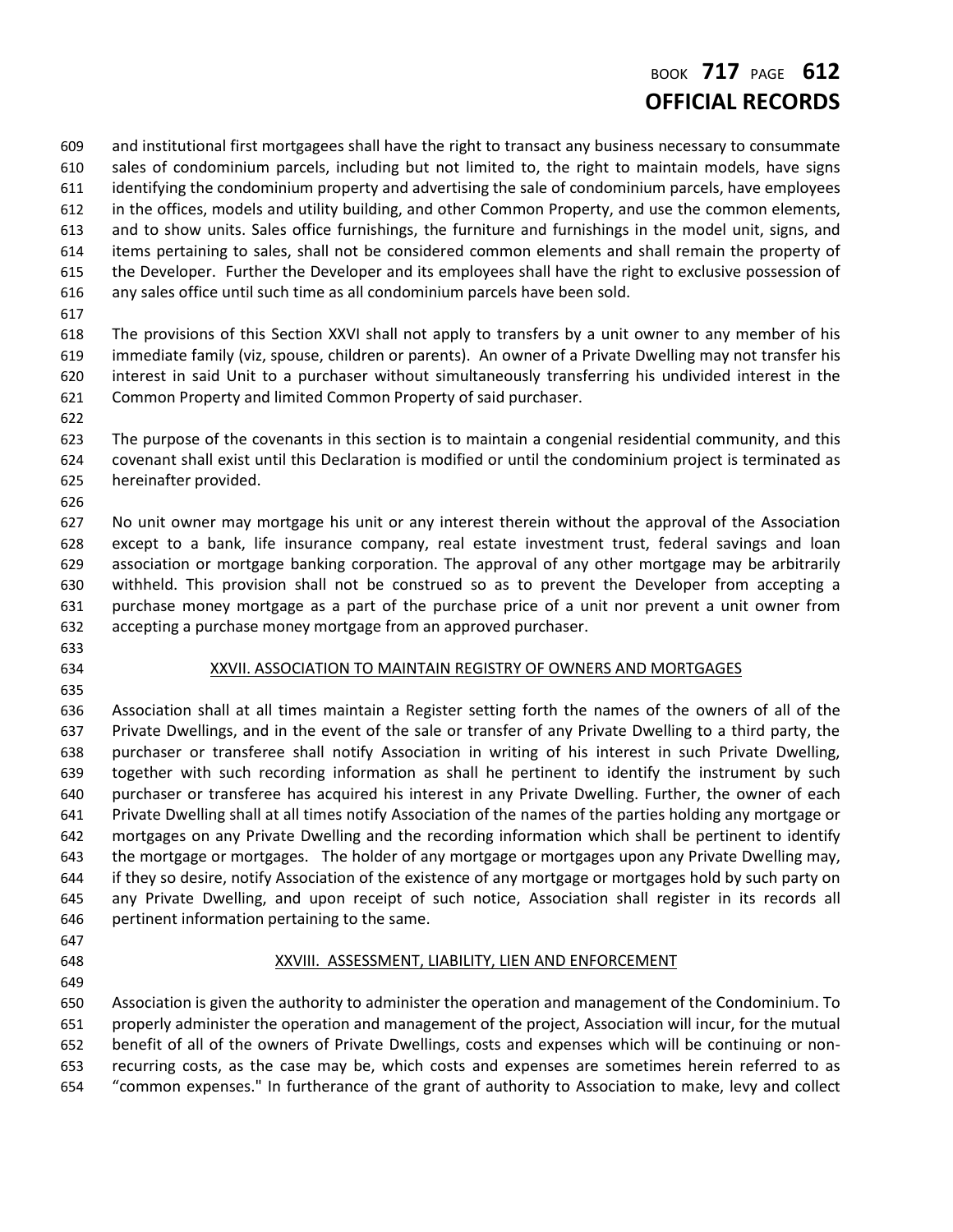and institutional first mortgagees shall have the right to transact any business necessary to consummate sales of condominium parcels, including but not limited to, the right to maintain models, have signs identifying the condominium property and advertising the sale of condominium parcels, have employees in the offices, models and utility building, and other Common Property, and use the common elements, and to show units. Sales office furnishings, the furniture and furnishings in the model unit, signs, and items pertaining to sales, shall not be considered common elements and shall remain the property of the Developer. Further the Developer and its employees shall have the right to exclusive possession of any sales office until such time as all condominium parcels have been sold.

The provisions of this Section XXVI shall not apply to transfers by a unit owner to any member of his immediate family (viz, spouse, children or parents). An owner of a Private Dwelling may not transfer his interest in said Unit to a purchaser without simultaneously transferring his undivided interest in the Common Property and limited Common Property of said purchaser.

The purpose of the covenants in this section is to maintain a congenial residential community, and this covenant shall exist until this Declaration is modified or until the condominium project is terminated as hereinafter provided.

No unit owner may mortgage his unit or any interest therein without the approval of the Association except to a bank, life insurance company, real estate investment trust, federal savings and loan association or mortgage banking corporation. The approval of any other mortgage may be arbitrarily withheld. This provision shall not be construed so as to prevent the Developer from accepting a purchase money mortgage as a part of the purchase price of a unit nor prevent a unit owner from accepting a purchase money mortgage from an approved purchaser.

## XXVII. ASSOCIATION TO MAINTAIN REGISTRY OF OWNERS AND MORTGAGES

Association shall at all times maintain a Register setting forth the names of the owners of all of the Private Dwellings, and in the event of the sale or transfer of any Private Dwelling to a third party, the purchaser or transferee shall notify Association in writing of his interest in such Private Dwelling, together with such recording information as shall he pertinent to identify the instrument by such purchaser or transferee has acquired his interest in any Private Dwelling. Further, the owner of each Private Dwelling shall at all times notify Association of the names of the parties holding any mortgage or mortgages on any Private Dwelling and the recording information which shall be pertinent to identify the mortgage or mortgages. The holder of any mortgage or mortgages upon any Private Dwelling may, if they so desire, notify Association of the existence of any mortgage or mortgages hold by such party on any Private Dwelling, and upon receipt of such notice, Association shall register in its records all pertinent information pertaining to the same.

## XXVIII. ASSESSMENT, LIABILITY, LIEN AND ENFORCEMENT

Association is given the authority to administer the operation and management of the Condominium. To properly administer the operation and management of the project, Association will incur, for the mutual benefit of all of the owners of Private Dwellings, costs and expenses which will be continuing or non-recurring costs, as the case may be, which costs and expenses are sometimes herein referred to as "common expenses." In furtherance of the grant of authority to Association to make, levy and collect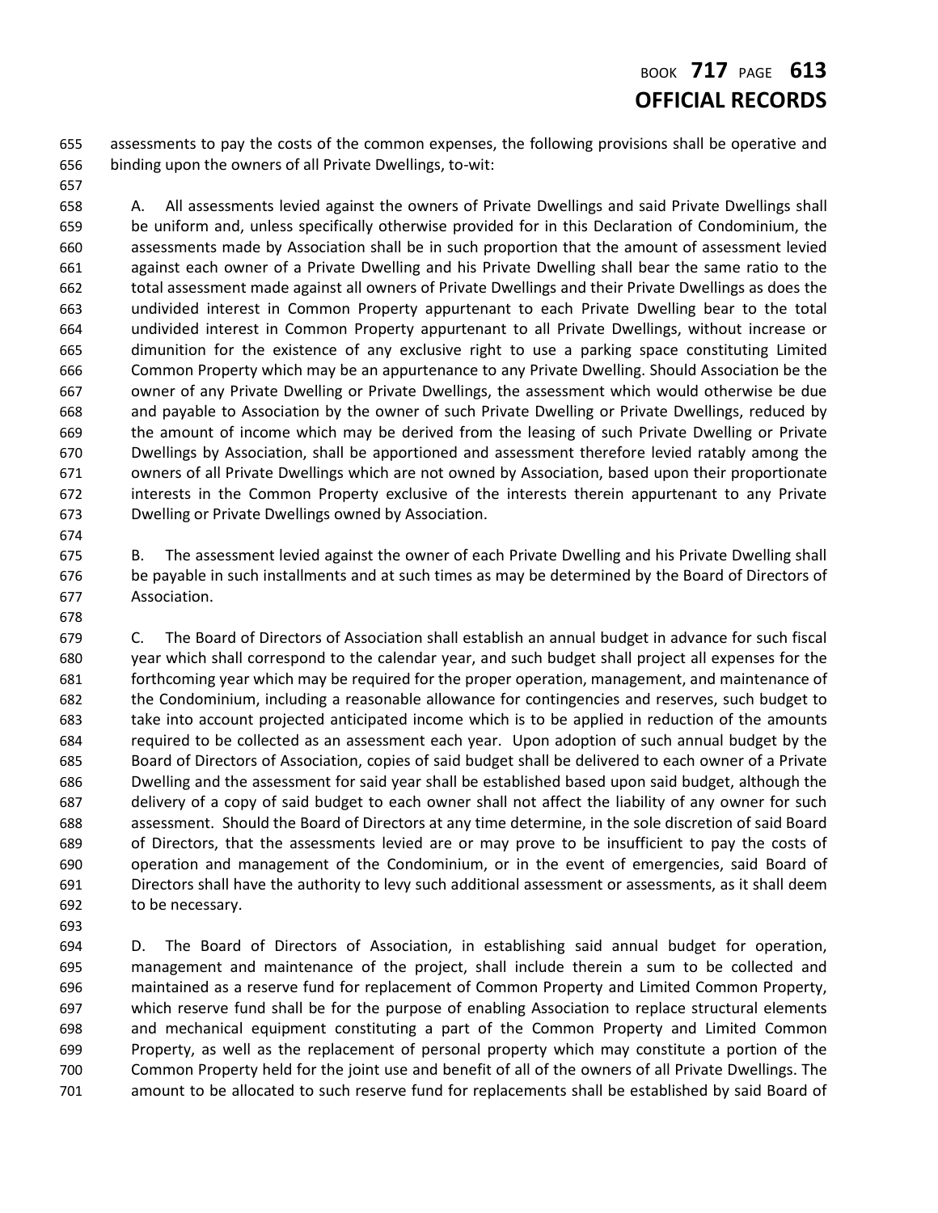assessments to pay the costs of the common expenses, the following provisions shall be operative and binding upon the owners of all Private Dwellings, to-wit:

A. All assessments levied against the owners of Private Dwellings and said Private Dwellings shall be uniform and, unless specifically otherwise provided for in this Declaration of Condominium, the assessments made by Association shall be in such proportion that the amount of assessment levied against each owner of a Private Dwelling and his Private Dwelling shall bear the same ratio to the total assessment made against all owners of Private Dwellings and their Private Dwellings as does the undivided interest in Common Property appurtenant to each Private Dwelling bear to the total undivided interest in Common Property appurtenant to all Private Dwellings, without increase or dimunition for the existence of any exclusive right to use a parking space constituting Limited Common Property which may be an appurtenance to any Private Dwelling. Should Association be the owner of any Private Dwelling or Private Dwellings, the assessment which would otherwise be due and payable to Association by the owner of such Private Dwelling or Private Dwellings, reduced by the amount of income which may be derived from the leasing of such Private Dwelling or Private Dwellings by Association, shall be apportioned and assessment therefore levied ratably among the owners of all Private Dwellings which are not owned by Association, based upon their proportionate interests in the Common Property exclusive of the interests therein appurtenant to any Private Dwelling or Private Dwellings owned by Association.

B. The assessment levied against the owner of each Private Dwelling and his Private Dwelling shall be payable in such installments and at such times as may be determined by the Board of Directors of Association.

C. The Board of Directors of Association shall establish an annual budget in advance for such fiscal year which shall correspond to the calendar year, and such budget shall project all expenses for the forthcoming year which may be required for the proper operation, management, and maintenance of the Condominium, including a reasonable allowance for contingencies and reserves, such budget to take into account projected anticipated income which is to be applied in reduction of the amounts required to be collected as an assessment each year. Upon adoption of such annual budget by the Board of Directors of Association, copies of said budget shall be delivered to each owner of a Private Dwelling and the assessment for said year shall be established based upon said budget, although the delivery of a copy of said budget to each owner shall not affect the liability of any owner for such assessment. Should the Board of Directors at any time determine, in the sole discretion of said Board of Directors, that the assessments levied are or may prove to be insufficient to pay the costs of operation and management of the Condominium, or in the event of emergencies, said Board of Directors shall have the authority to levy such additional assessment or assessments, as it shall deem to be necessary.

D. The Board of Directors of Association, in establishing said annual budget for operation, management and maintenance of the project, shall include therein a sum to be collected and maintained as a reserve fund for replacement of Common Property and Limited Common Property, which reserve fund shall be for the purpose of enabling Association to replace structural elements and mechanical equipment constituting a part of the Common Property and Limited Common Property, as well as the replacement of personal property which may constitute a portion of the Common Property held for the joint use and benefit of all of the owners of all Private Dwellings. The amount to be allocated to such reserve fund for replacements shall be established by said Board of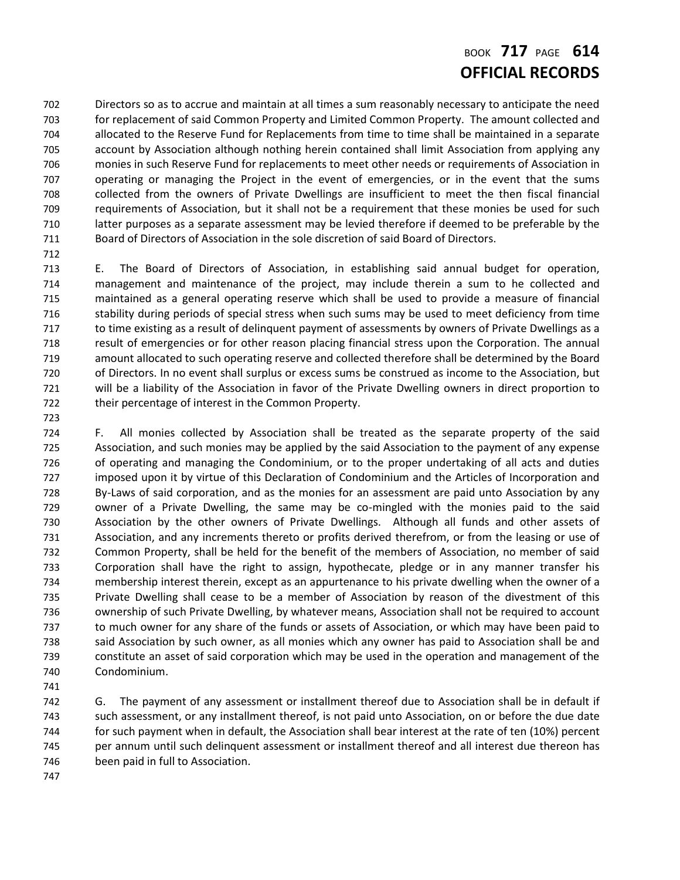Directors so as to accrue and maintain at all times a sum reasonably necessary to anticipate the need for replacement of said Common Property and Limited Common Property. The amount collected and allocated to the Reserve Fund for Replacements from time to time shall be maintained in a separate account by Association although nothing herein contained shall limit Association from applying any monies in such Reserve Fund for replacements to meet other needs or requirements of Association in operating or managing the Project in the event of emergencies, or in the event that the sums collected from the owners of Private Dwellings are insufficient to meet the then fiscal financial requirements of Association, but it shall not be a requirement that these monies be used for such latter purposes as a separate assessment may be levied therefore if deemed to be preferable by the Board of Directors of Association in the sole discretion of said Board of Directors.

E. The Board of Directors of Association, in establishing said annual budget for operation, management and maintenance of the project, may include therein a sum to he collected and maintained as a general operating reserve which shall be used to provide a measure of financial stability during periods of special stress when such sums may be used to meet deficiency from time to time existing as a result of delinquent payment of assessments by owners of Private Dwellings as a result of emergencies or for other reason placing financial stress upon the Corporation. The annual amount allocated to such operating reserve and collected therefore shall be determined by the Board of Directors. In no event shall surplus or excess sums be construed as income to the Association, but will be a liability of the Association in favor of the Private Dwelling owners in direct proportion to their percentage of interest in the Common Property.

F. All monies collected by Association shall be treated as the separate property of the said Association, and such monies may be applied by the said Association to the payment of any expense of operating and managing the Condominium, or to the proper undertaking of all acts and duties imposed upon it by virtue of this Declaration of Condominium and the Articles of Incorporation and By-Laws of said corporation, and as the monies for an assessment are paid unto Association by any owner of a Private Dwelling, the same may be co-mingled with the monies paid to the said Association by the other owners of Private Dwellings. Although all funds and other assets of Association, and any increments thereto or profits derived therefrom, or from the leasing or use of Common Property, shall be held for the benefit of the members of Association, no member of said Corporation shall have the right to assign, hypothecate, pledge or in any manner transfer his membership interest therein, except as an appurtenance to his private dwelling when the owner of a Private Dwelling shall cease to be a member of Association by reason of the divestment of this ownership of such Private Dwelling, by whatever means, Association shall not be required to account to much owner for any share of the funds or assets of Association, or which may have been paid to said Association by such owner, as all monies which any owner has paid to Association shall be and constitute an asset of said corporation which may be used in the operation and management of the Condominium.

G. The payment of any assessment or installment thereof due to Association shall be in default if such assessment, or any installment thereof, is not paid unto Association, on or before the due date for such payment when in default, the Association shall bear interest at the rate of ten (10%) percent per annum until such delinquent assessment or installment thereof and all interest due thereon has been paid in full to Association.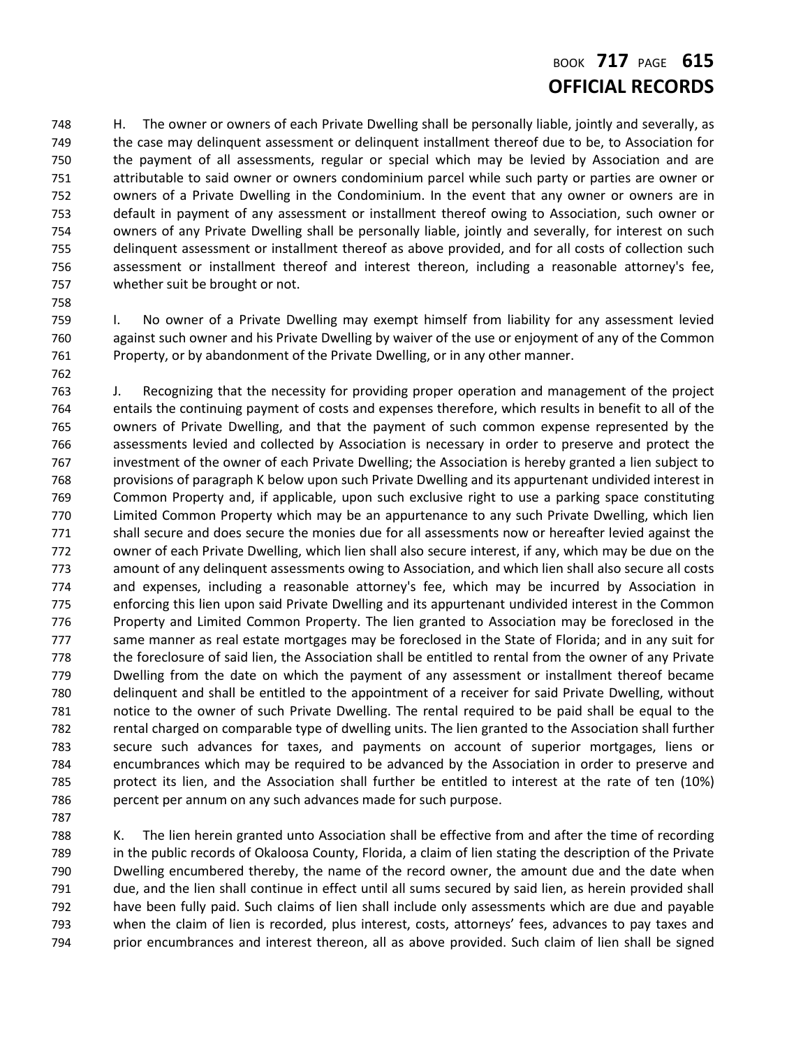H. The owner or owners of each Private Dwelling shall be personally liable, jointly and severally, as the case may delinquent assessment or delinquent installment thereof due to be, to Association for the payment of all assessments, regular or special which may be levied by Association and are attributable to said owner or owners condominium parcel while such party or parties are owner or owners of a Private Dwelling in the Condominium. In the event that any owner or owners are in default in payment of any assessment or installment thereof owing to Association, such owner or owners of any Private Dwelling shall be personally liable, jointly and severally, for interest on such delinquent assessment or installment thereof as above provided, and for all costs of collection such assessment or installment thereof and interest thereon, including a reasonable attorney's fee, whether suit be brought or not.

I. No owner of a Private Dwelling may exempt himself from liability for any assessment levied against such owner and his Private Dwelling by waiver of the use or enjoyment of any of the Common Property, or by abandonment of the Private Dwelling, or in any other manner.

J. Recognizing that the necessity for providing proper operation and management of the project entails the continuing payment of costs and expenses therefore, which results in benefit to all of the owners of Private Dwelling, and that the payment of such common expense represented by the assessments levied and collected by Association is necessary in order to preserve and protect the investment of the owner of each Private Dwelling; the Association is hereby granted a lien subject to provisions of paragraph K below upon such Private Dwelling and its appurtenant undivided interest in Common Property and, if applicable, upon such exclusive right to use a parking space constituting Limited Common Property which may be an appurtenance to any such Private Dwelling, which lien shall secure and does secure the monies due for all assessments now or hereafter levied against the owner of each Private Dwelling, which lien shall also secure interest, if any, which may be due on the amount of any delinquent assessments owing to Association, and which lien shall also secure all costs and expenses, including a reasonable attorney's fee, which may be incurred by Association in enforcing this lien upon said Private Dwelling and its appurtenant undivided interest in the Common Property and Limited Common Property. The lien granted to Association may be foreclosed in the same manner as real estate mortgages may be foreclosed in the State of Florida; and in any suit for the foreclosure of said lien, the Association shall be entitled to rental from the owner of any Private Dwelling from the date on which the payment of any assessment or installment thereof became delinquent and shall be entitled to the appointment of a receiver for said Private Dwelling, without notice to the owner of such Private Dwelling. The rental required to be paid shall be equal to the rental charged on comparable type of dwelling units. The lien granted to the Association shall further secure such advances for taxes, and payments on account of superior mortgages, liens or encumbrances which may be required to be advanced by the Association in order to preserve and protect its lien, and the Association shall further be entitled to interest at the rate of ten (10%) percent per annum on any such advances made for such purpose.

K. The lien herein granted unto Association shall be effective from and after the time of recording in the public records of Okaloosa County, Florida, a claim of lien stating the description of the Private Dwelling encumbered thereby, the name of the record owner, the amount due and the date when due, and the lien shall continue in effect until all sums secured by said lien, as herein provided shall have been fully paid. Such claims of lien shall include only assessments which are due and payable when the claim of lien is recorded, plus interest, costs, attorneys' fees, advances to pay taxes and prior encumbrances and interest thereon, all as above provided. Such claim of lien shall be signed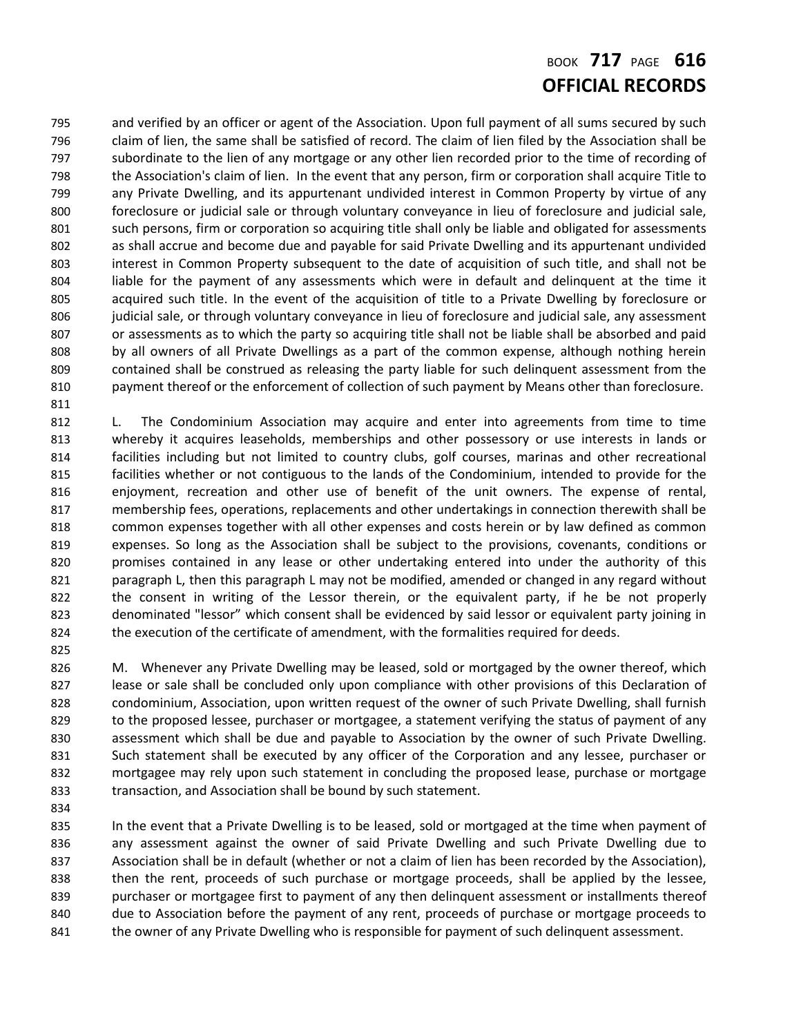and verified by an officer or agent of the Association. Upon full payment of all sums secured by such claim of lien, the same shall be satisfied of record. The claim of lien filed by the Association shall be subordinate to the lien of any mortgage or any other lien recorded prior to the time of recording of the Association's claim of lien. In the event that any person, firm or corporation shall acquire Title to any Private Dwelling, and its appurtenant undivided interest in Common Property by virtue of any foreclosure or judicial sale or through voluntary conveyance in lieu of foreclosure and judicial sale, such persons, firm or corporation so acquiring title shall only be liable and obligated for assessments as shall accrue and become due and payable for said Private Dwelling and its appurtenant undivided interest in Common Property subsequent to the date of acquisition of such title, and shall not be liable for the payment of any assessments which were in default and delinquent at the time it acquired such title. In the event of the acquisition of title to a Private Dwelling by foreclosure or judicial sale, or through voluntary conveyance in lieu of foreclosure and judicial sale, any assessment or assessments as to which the party so acquiring title shall not be liable shall be absorbed and paid by all owners of all Private Dwellings as a part of the common expense, although nothing herein contained shall be construed as releasing the party liable for such delinquent assessment from the payment thereof or the enforcement of collection of such payment by Means other than foreclosure.

L. The Condominium Association may acquire and enter into agreements from time to time whereby it acquires leaseholds, memberships and other possessory or use interests in lands or facilities including but not limited to country clubs, golf courses, marinas and other recreational facilities whether or not contiguous to the lands of the Condominium, intended to provide for the enjoyment, recreation and other use of benefit of the unit owners. The expense of rental, membership fees, operations, replacements and other undertakings in connection therewith shall be common expenses together with all other expenses and costs herein or by law defined as common expenses. So long as the Association shall be subject to the provisions, covenants, conditions or promises contained in any lease or other undertaking entered into under the authority of this paragraph L, then this paragraph L may not be modified, amended or changed in any regard without the consent in writing of the Lessor therein, or the equivalent party, if he be not properly denominated "lessor" which consent shall be evidenced by said lessor or equivalent party joining in the execution of the certificate of amendment, with the formalities required for deeds.

M. Whenever any Private Dwelling may be leased, sold or mortgaged by the owner thereof, which lease or sale shall be concluded only upon compliance with other provisions of this Declaration of condominium, Association, upon written request of the owner of such Private Dwelling, shall furnish to the proposed lessee, purchaser or mortgagee, a statement verifying the status of payment of any assessment which shall be due and payable to Association by the owner of such Private Dwelling. Such statement shall be executed by any officer of the Corporation and any lessee, purchaser or mortgagee may rely upon such statement in concluding the proposed lease, purchase or mortgage transaction, and Association shall be bound by such statement.

In the event that a Private Dwelling is to be leased, sold or mortgaged at the time when payment of any assessment against the owner of said Private Dwelling and such Private Dwelling due to Association shall be in default (whether or not a claim of lien has been recorded by the Association), then the rent, proceeds of such purchase or mortgage proceeds, shall be applied by the lessee, purchaser or mortgagee first to payment of any then delinquent assessment or installments thereof due to Association before the payment of any rent, proceeds of purchase or mortgage proceeds to the owner of any Private Dwelling who is responsible for payment of such delinquent assessment.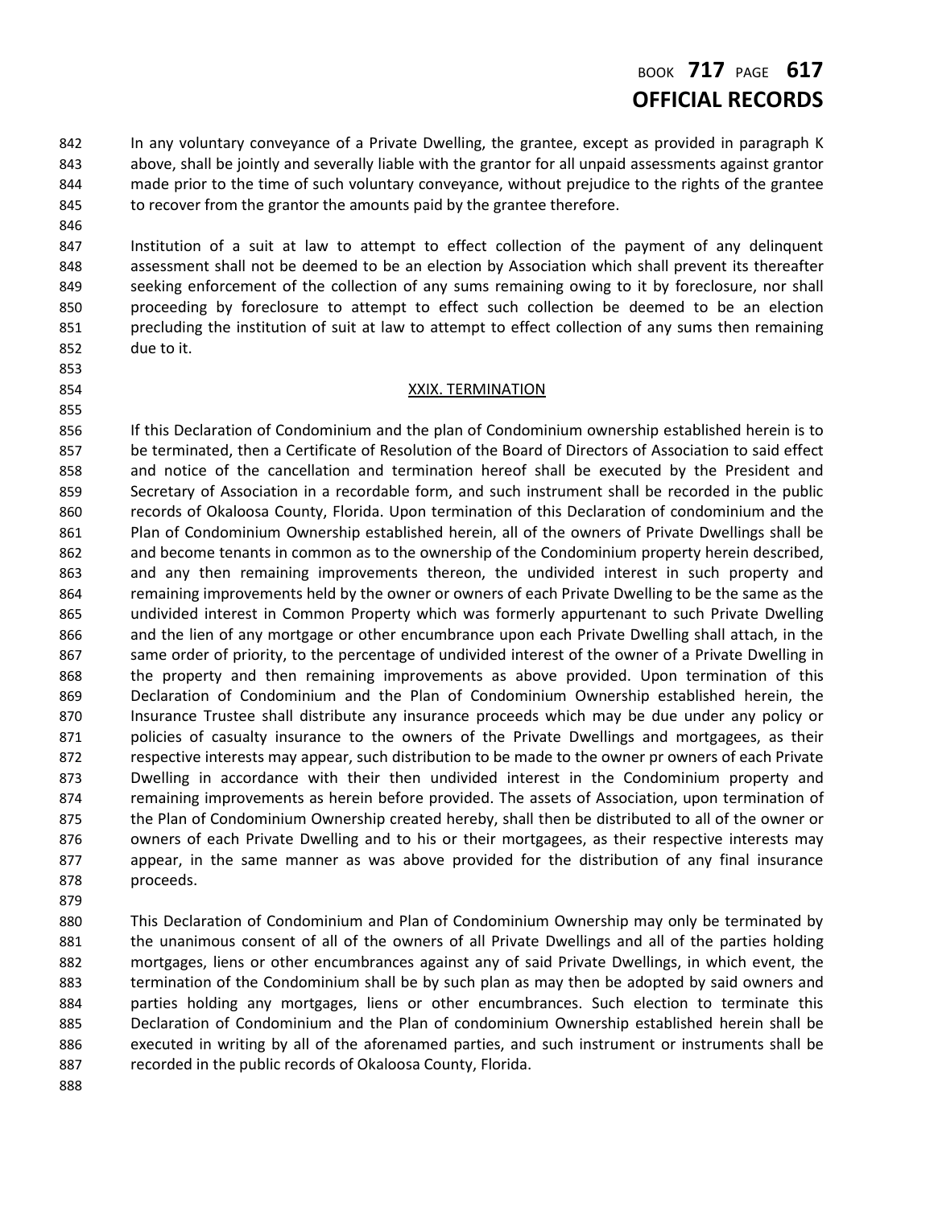In any voluntary conveyance of a Private Dwelling, the grantee, except as provided in paragraph K above, shall be jointly and severally liable with the grantor for all unpaid assessments against grantor made prior to the time of such voluntary conveyance, without prejudice to the rights of the grantee to recover from the grantor the amounts paid by the grantee therefore.

Institution of a suit at law to attempt to effect collection of the payment of any delinquent assessment shall not be deemed to be an election by Association which shall prevent its thereafter seeking enforcement of the collection of any sums remaining owing to it by foreclosure, nor shall proceeding by foreclosure to attempt to effect such collection be deemed to be an election precluding the institution of suit at law to attempt to effect collection of any sums then remaining due to it.

## XXIX. TERMINATION

If this Declaration of Condominium and the plan of Condominium ownership established herein is to be terminated, then a Certificate of Resolution of the Board of Directors of Association to said effect and notice of the cancellation and termination hereof shall be executed by the President and Secretary of Association in a recordable form, and such instrument shall be recorded in the public records of Okaloosa County, Florida. Upon termination of this Declaration of condominium and the Plan of Condominium Ownership established herein, all of the owners of Private Dwellings shall be and become tenants in common as to the ownership of the Condominium property herein described, and any then remaining improvements thereon, the undivided interest in such property and remaining improvements held by the owner or owners of each Private Dwelling to be the same as the undivided interest in Common Property which was formerly appurtenant to such Private Dwelling and the lien of any mortgage or other encumbrance upon each Private Dwelling shall attach, in the same order of priority, to the percentage of undivided interest of the owner of a Private Dwelling in the property and then remaining improvements as above provided. Upon termination of this Declaration of Condominium and the Plan of Condominium Ownership established herein, the Insurance Trustee shall distribute any insurance proceeds which may be due under any policy or policies of casualty insurance to the owners of the Private Dwellings and mortgagees, as their respective interests may appear, such distribution to be made to the owner pr owners of each Private Dwelling in accordance with their then undivided interest in the Condominium property and remaining improvements as herein before provided. The assets of Association, upon termination of the Plan of Condominium Ownership created hereby, shall then be distributed to all of the owner or owners of each Private Dwelling and to his or their mortgagees, as their respective interests may appear, in the same manner as was above provided for the distribution of any final insurance proceeds.

This Declaration of Condominium and Plan of Condominium Ownership may only be terminated by the unanimous consent of all of the owners of all Private Dwellings and all of the parties holding mortgages, liens or other encumbrances against any of said Private Dwellings, in which event, the termination of the Condominium shall be by such plan as may then be adopted by said owners and parties holding any mortgages, liens or other encumbrances. Such election to terminate this Declaration of Condominium and the Plan of condominium Ownership established herein shall be executed in writing by all of the aforenamed parties, and such instrument or instruments shall be recorded in the public records of Okaloosa County, Florida.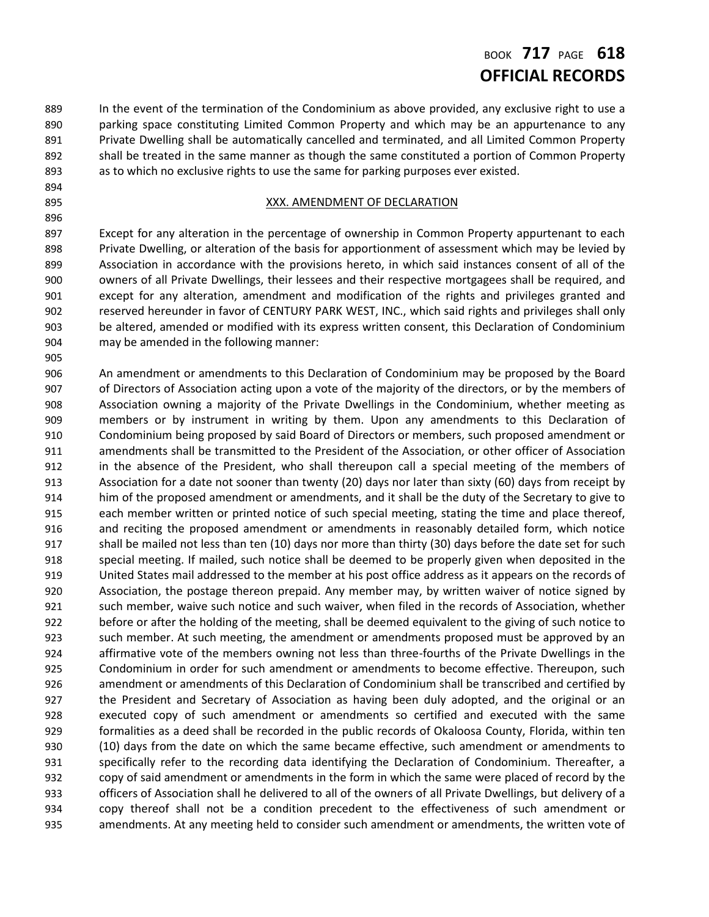In the event of the termination of the Condominium as above provided, any exclusive right to use a parking space constituting Limited Common Property and which may be an appurtenance to any Private Dwelling shall be automatically cancelled and terminated, and all Limited Common Property shall be treated in the same manner as though the same constituted a portion of Common Property as to which no exclusive rights to use the same for parking purposes ever existed.

## XXX. AMENDMENT OF DECLARATION

Except for any alteration in the percentage of ownership in Common Property appurtenant to each Private Dwelling, or alteration of the basis for apportionment of assessment which may be levied by Association in accordance with the provisions hereto, in which said instances consent of all of the owners of all Private Dwellings, their lessees and their respective mortgagees shall be required, and except for any alteration, amendment and modification of the rights and privileges granted and reserved hereunder in favor of CENTURY PARK WEST, INC., which said rights and privileges shall only be altered, amended or modified with its express written consent, this Declaration of Condominium may be amended in the following manner:

An amendment or amendments to this Declaration of Condominium may be proposed by the Board of Directors of Association acting upon a vote of the majority of the directors, or by the members of Association owning a majority of the Private Dwellings in the Condominium, whether meeting as members or by instrument in writing by them. Upon any amendments to this Declaration of Condominium being proposed by said Board of Directors or members, such proposed amendment or amendments shall be transmitted to the President of the Association, or other officer of Association in the absence of the President, who shall thereupon call a special meeting of the members of Association for a date not sooner than twenty (20) days nor later than sixty (60) days from receipt by him of the proposed amendment or amendments, and it shall be the duty of the Secretary to give to each member written or printed notice of such special meeting, stating the time and place thereof, and reciting the proposed amendment or amendments in reasonably detailed form, which notice shall be mailed not less than ten (10) days nor more than thirty (30) days before the date set for such special meeting. If mailed, such notice shall be deemed to be properly given when deposited in the United States mail addressed to the member at his post office address as it appears on the records of Association, the postage thereon prepaid. Any member may, by written waiver of notice signed by such member, waive such notice and such waiver, when filed in the records of Association, whether before or after the holding of the meeting, shall be deemed equivalent to the giving of such notice to such member. At such meeting, the amendment or amendments proposed must be approved by an affirmative vote of the members owning not less than three-fourths of the Private Dwellings in the Condominium in order for such amendment or amendments to become effective. Thereupon, such amendment or amendments of this Declaration of Condominium shall be transcribed and certified by the President and Secretary of Association as having been duly adopted, and the original or an executed copy of such amendment or amendments so certified and executed with the same formalities as a deed shall be recorded in the public records of Okaloosa County, Florida, within ten (10) days from the date on which the same became effective, such amendment or amendments to specifically refer to the recording data identifying the Declaration of Condominium. Thereafter, a copy of said amendment or amendments in the form in which the same were placed of record by the officers of Association shall he delivered to all of the owners of all Private Dwellings, but delivery of a copy thereof shall not be a condition precedent to the effectiveness of such amendment or amendments. At any meeting held to consider such amendment or amendments, the written vote of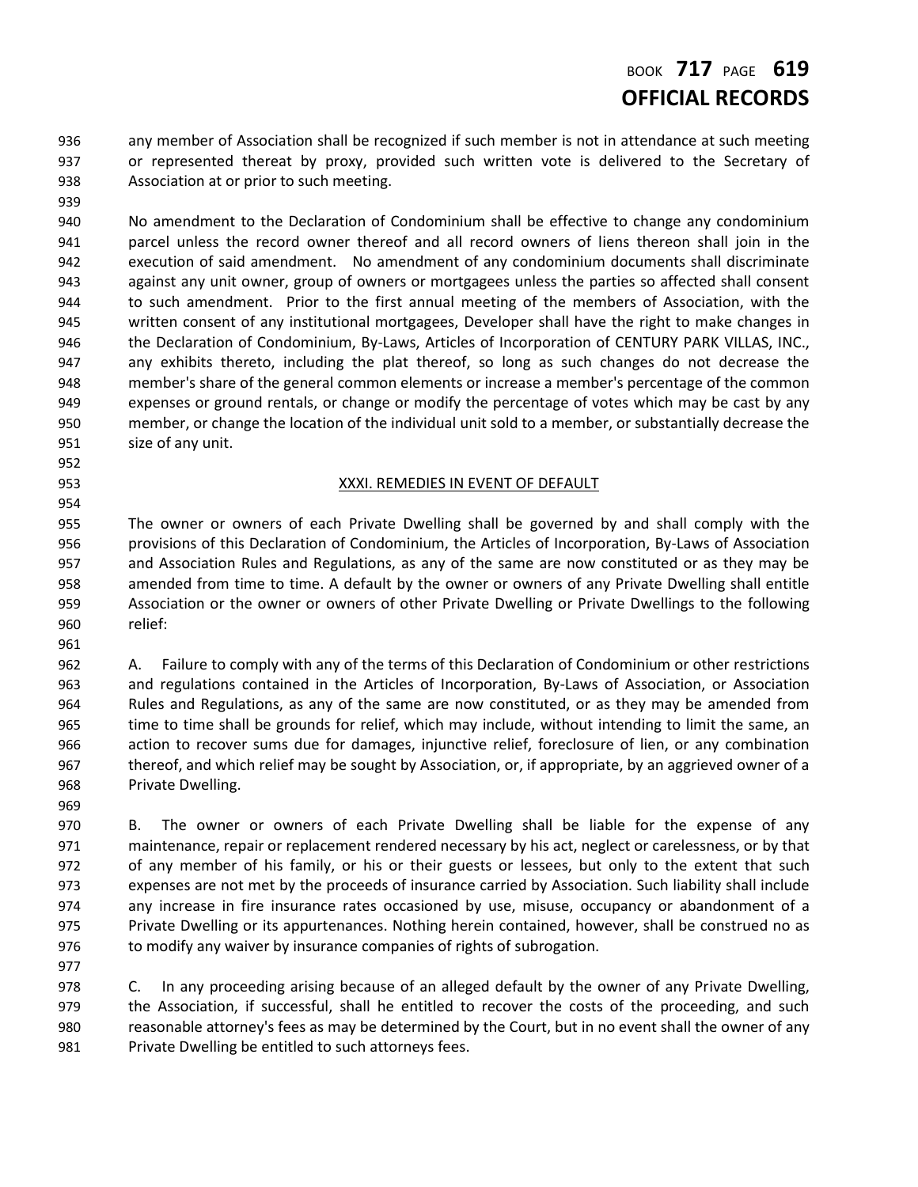any member of Association shall be recognized if such member is not in attendance at such meeting or represented thereat by proxy, provided such written vote is delivered to the Secretary of Association at or prior to such meeting.

No amendment to the Declaration of Condominium shall be effective to change any condominium parcel unless the record owner thereof and all record owners of liens thereon shall join in the execution of said amendment. No amendment of any condominium documents shall discriminate against any unit owner, group of owners or mortgagees unless the parties so affected shall consent to such amendment. Prior to the first annual meeting of the members of Association, with the written consent of any institutional mortgagees, Developer shall have the right to make changes in the Declaration of Condominium, By-Laws, Articles of Incorporation of CENTURY PARK VILLAS, INC., any exhibits thereto, including the plat thereof, so long as such changes do not decrease the member's share of the general common elements or increase a member's percentage of the common expenses or ground rentals, or change or modify the percentage of votes which may be cast by any member, or change the location of the individual unit sold to a member, or substantially decrease the size of any unit.

## XXXI. REMEDIES IN EVENT OF DEFAULT

The owner or owners of each Private Dwelling shall be governed by and shall comply with the provisions of this Declaration of Condominium, the Articles of Incorporation, By-Laws of Association and Association Rules and Regulations, as any of the same are now constituted or as they may be amended from time to time. A default by the owner or owners of any Private Dwelling shall entitle Association or the owner or owners of other Private Dwelling or Private Dwellings to the following relief:

A. Failure to comply with any of the terms of this Declaration of Condominium or other restrictions and regulations contained in the Articles of Incorporation, By-Laws of Association, or Association Rules and Regulations, as any of the same are now constituted, or as they may be amended from time to time shall be grounds for relief, which may include, without intending to limit the same, an action to recover sums due for damages, injunctive relief, foreclosure of lien, or any combination thereof, and which relief may be sought by Association, or, if appropriate, by an aggrieved owner of a Private Dwelling.

B. The owner or owners of each Private Dwelling shall be liable for the expense of any maintenance, repair or replacement rendered necessary by his act, neglect or carelessness, or by that of any member of his family, or his or their guests or lessees, but only to the extent that such expenses are not met by the proceeds of insurance carried by Association. Such liability shall include any increase in fire insurance rates occasioned by use, misuse, occupancy or abandonment of a Private Dwelling or its appurtenances. Nothing herein contained, however, shall be construed no as to modify any waiver by insurance companies of rights of subrogation.

C. In any proceeding arising because of an alleged default by the owner of any Private Dwelling, the Association, if successful, shall he entitled to recover the costs of the proceeding, and such reasonable attorney's fees as may be determined by the Court, but in no event shall the owner of any Private Dwelling be entitled to such attorneys fees.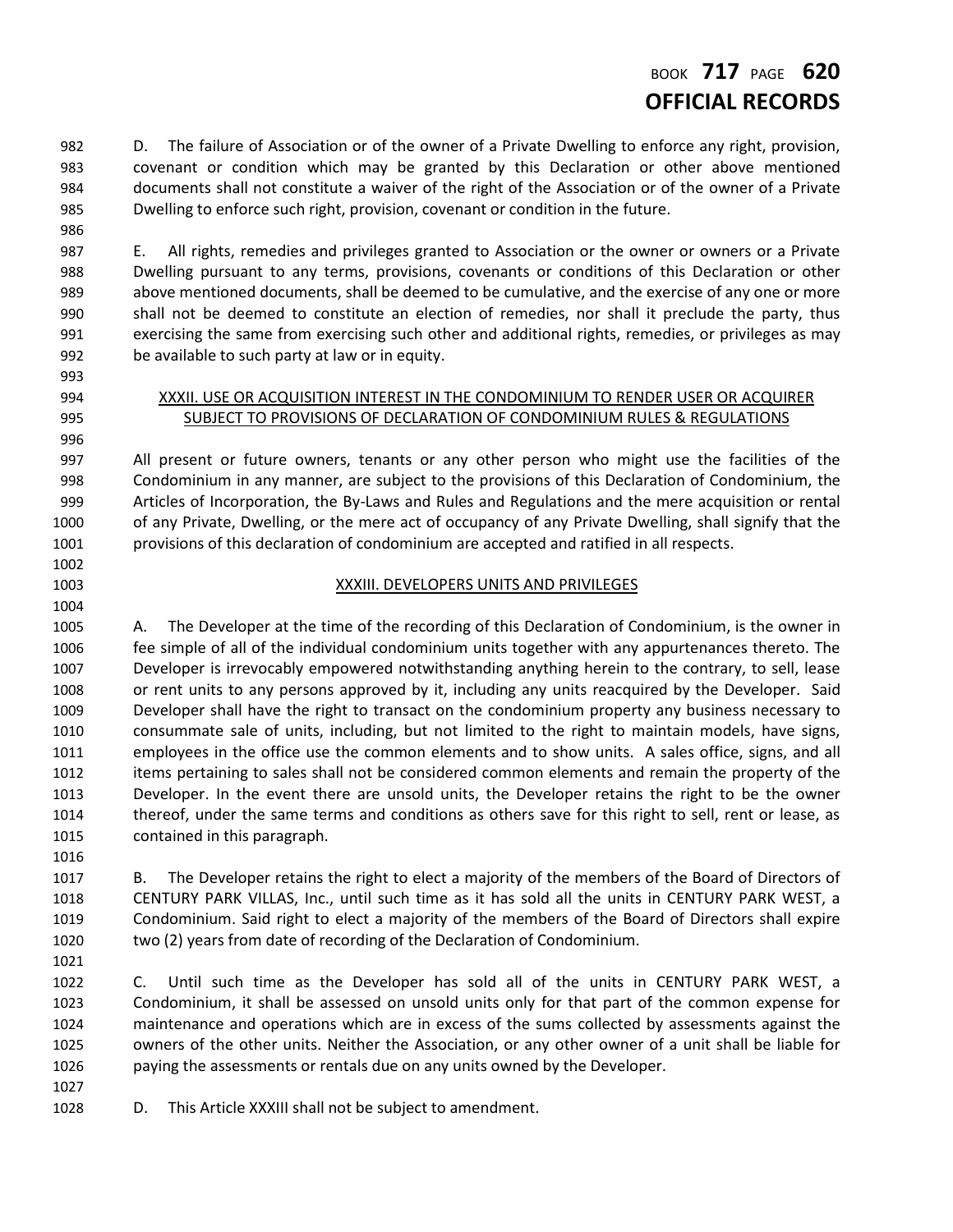D. The failure of Association or of the owner of a Private Dwelling to enforce any right, provision, covenant or condition which may be granted by this Declaration or other above mentioned documents shall not constitute a waiver of the right of the Association or of the owner of a Private Dwelling to enforce such right, provision, covenant or condition in the future.

E. All rights, remedies and privileges granted to Association or the owner or owners or a Private Dwelling pursuant to any terms, provisions, covenants or conditions of this Declaration or other above mentioned documents, shall be deemed to be cumulative, and the exercise of any one or more shall not be deemed to constitute an election of remedies, nor shall it preclude the party, thus exercising the same from exercising such other and additional rights, remedies, or privileges as may be available to such party at law or in equity.

## XXXII. USE OR ACQUISITION INTEREST IN THE CONDOMINIUM TO RENDER USER OR ACQUIRER SUBJECT TO PROVISIONS OF DECLARATION OF CONDOMINIUM RULES & REGULATIONS

All present or future owners, tenants or any other person who might use the facilities of the Condominium in any manner, are subject to the provisions of this Declaration of Condominium, the Articles of Incorporation, the By-Laws and Rules and Regulations and the mere acquisition or rental of any Private, Dwelling, or the mere act of occupancy of any Private Dwelling, shall signify that the provisions of this declaration of condominium are accepted and ratified in all respects.

## XXXIII. DEVELOPERS UNITS AND PRIVILEGES

A. The Developer at the time of the recording of this Declaration of Condominium, is the owner in fee simple of all of the individual condominium units together with any appurtenances thereto. The Developer is irrevocably empowered notwithstanding anything herein to the contrary, to sell, lease or rent units to any persons approved by it, including any units reacquired by the Developer. Said Developer shall have the right to transact on the condominium property any business necessary to consummate sale of units, including, but not limited to the right to maintain models, have signs, employees in the office use the common elements and to show units. A sales office, signs, and all items pertaining to sales shall not be considered common elements and remain the property of the Developer. In the event there are unsold units, the Developer retains the right to be the owner thereof, under the same terms and conditions as others save for this right to sell, rent or lease, as contained in this paragraph.

B. The Developer retains the right to elect a majority of the members of the Board of Directors of CENTURY PARK VILLAS, Inc., until such time as it has sold all the units in CENTURY PARK WEST, a Condominium. Said right to elect a majority of the members of the Board of Directors shall expire two (2) years from date of recording of the Declaration of Condominium.

C. Until such time as the Developer has sold all of the units in CENTURY PARK WEST, a Condominium, it shall be assessed on unsold units only for that part of the common expense for maintenance and operations which are in excess of the sums collected by assessments against the owners of the other units. Neither the Association, or any other owner of a unit shall be liable for paying the assessments or rentals due on any units owned by the Developer.

D. This Article XXXIII shall not be subject to amendment.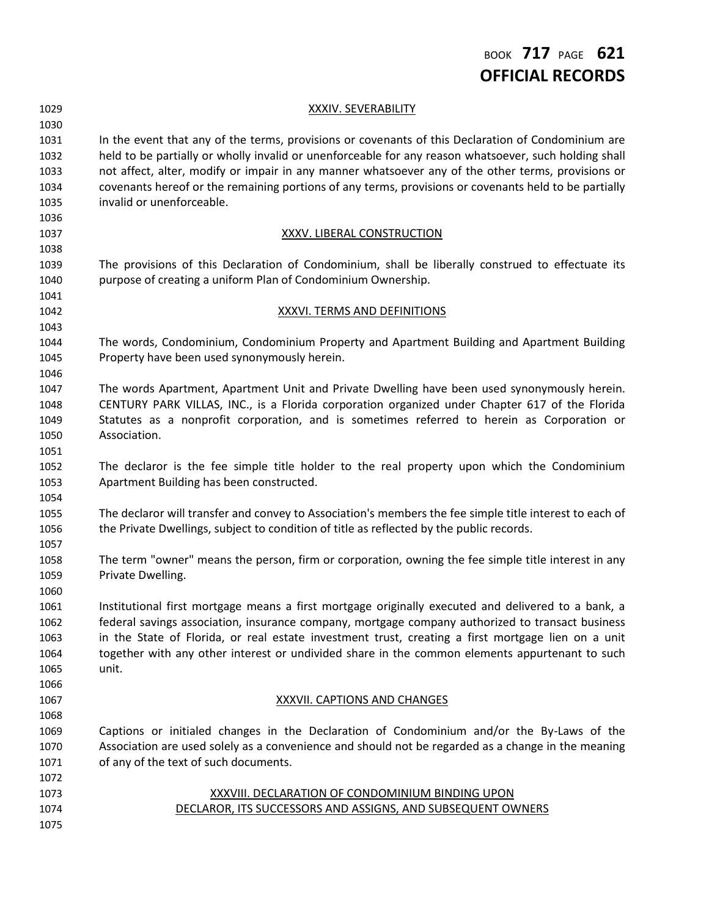## XXXIV. SEVERABILITY

In the event that any of the terms, provisions or covenants of this Declaration of Condominium are held to be partially or wholly invalid or unenforceable for any reason whatsoever, such holding shall not affect, alter, modify or impair in any manner whatsoever any of the other terms, provisions or covenants hereof or the remaining portions of any terms, provisions or covenants held to be partially invalid or unenforceable.

## XXXV. LIBERAL CONSTRUCTION

The provisions of this Declaration of Condominium, shall be liberally construed to effectuate its purpose of creating a uniform Plan of Condominium Ownership.

## XXXVI. TERMS AND DEFINITIONS

The words, Condominium, Condominium Property and Apartment Building and Apartment Building Property have been used synonymously herein.

The words Apartment, Apartment Unit and Private Dwelling have been used synonymously herein. CENTURY PARK VILLAS, INC., is a Florida corporation organized under Chapter 617 of the Florida Statutes as a nonprofit corporation, and is sometimes referred to herein as Corporation or Association.

The declaror is the fee simple title holder to the real property upon which the Condominium Apartment Building has been constructed.

The declaror will transfer and convey to Association's members the fee simple title interest to each of the Private Dwellings, subject to condition of title as reflected by the public records.

The term "owner" means the person, firm or corporation, owning the fee simple title interest in any Private Dwelling.

Institutional first mortgage means a first mortgage originally executed and delivered to a bank, a federal savings association, insurance company, mortgage company authorized to transact business in the State of Florida, or real estate investment trust, creating a first mortgage lien on a unit together with any other interest or undivided share in the common elements appurtenant to such unit.

## XXXVII. CAPTIONS AND CHANGES

Captions or initialed changes in the Declaration of Condominium and/or the By-Laws of the Association are used solely as a convenience and should not be regarded as a change in the meaning of any of the text of such documents.

## XXXVIII. DECLARATION OF CONDOMINIUM BINDING UPON DECLAROR, ITS SUCCESSORS AND ASSIGNS, AND SUBSEQUENT OWNERS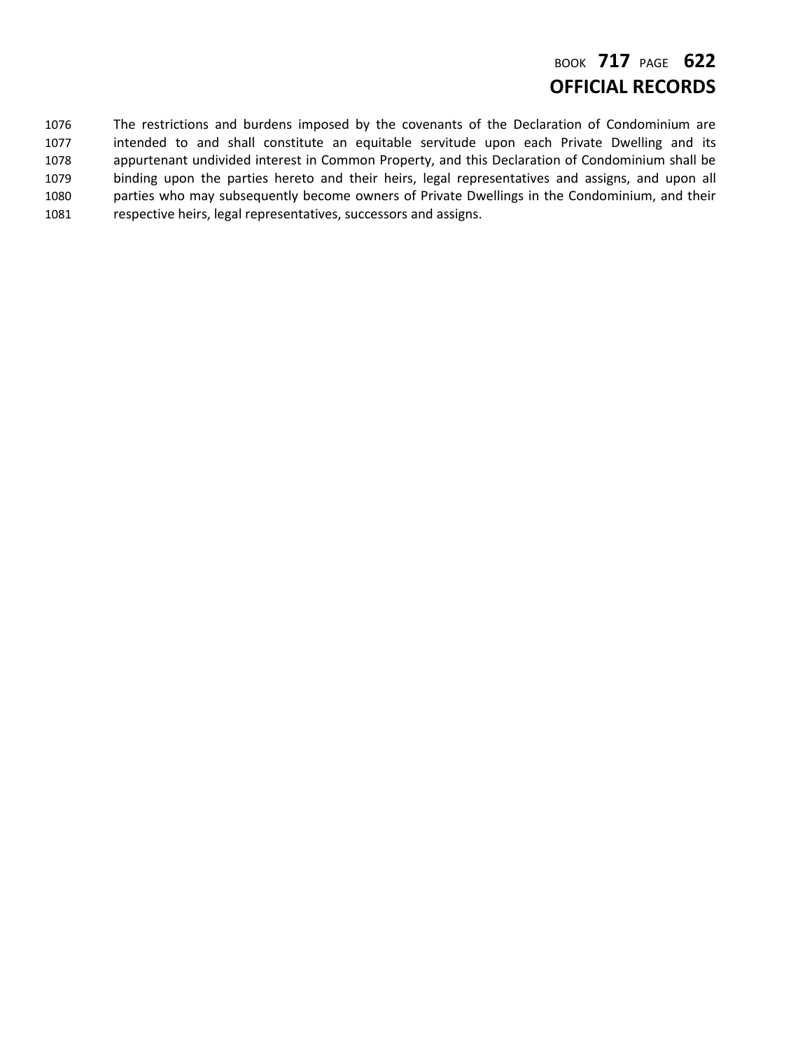The restrictions and burdens imposed by the covenants of the Declaration of Condominium are intended to and shall constitute an equitable servitude upon each Private Dwelling and its appurtenant undivided interest in Common Property, and this Declaration of Condominium shall be binding upon the parties hereto and their heirs, legal representatives and assigns, and upon all parties who may subsequently become owners of Private Dwellings in the Condominium, and their respective heirs, legal representatives, successors and assigns.